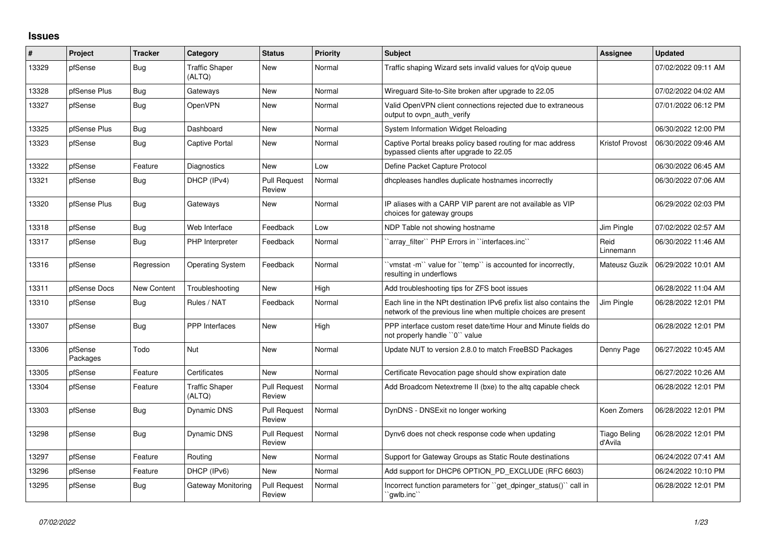# Issues

| # | Project | Tracker | Category | Status | Priority | Subject | Assignee | Updated |
|---|---|---|---|---|---|---|---|---|
| 13329 | pfSense | Bug | Traffic Shaper (ALTQ) | New | Normal | Traffic shaping Wizard sets invalid values for qVoip queue | | 07/02/2022 09:11 AM |
| 13328 | pfSense Plus | Bug | Gateways | New | Normal | Wireguard Site-to-Site broken after upgrade to 22.05 | | 07/02/2022 04:02 AM |
| 13327 | pfSense | Bug | OpenVPN | New | Normal | Valid OpenVPN client connections rejected due to extraneous output to ovpn_auth_verify | | 07/01/2022 06:12 PM |
| 13325 | pfSense Plus | Bug | Dashboard | New | Normal | System Information Widget Reloading | | 06/30/2022 12:00 PM |
| 13323 | pfSense | Bug | Captive Portal | New | Normal | Captive Portal breaks policy based routing for mac address bypassed clients after upgrade to 22.05 | Kristof Provost | 06/30/2022 09:46 AM |
| 13322 | pfSense | Feature | Diagnostics | New | Low | Define Packet Capture Protocol | | 06/30/2022 06:45 AM |
| 13321 | pfSense | Bug | DHCP (IPv4) | Pull Request Review | Normal | dhcpleases handles duplicate hostnames incorrectly | | 06/30/2022 07:06 AM |
| 13320 | pfSense Plus | Bug | Gateways | New | Normal | IP aliases with a CARP VIP parent are not available as VIP choices for gateway groups | | 06/29/2022 02:03 PM |
| 13318 | pfSense | Bug | Web Interface | Feedback | Low | NDP Table not showing hostname | Jim Pingle | 07/02/2022 02:57 AM |
| 13317 | pfSense | Bug | PHP Interpreter | Feedback | Normal | ``array_filter`` PHP Errors in ``interfaces.inc`` | Reid Linnemann | 06/30/2022 11:46 AM |
| 13316 | pfSense | Regression | Operating System | Feedback | Normal | ``vmstat -m`` value for ``temp`` is accounted for incorrectly, resulting in underflows | Mateusz Guzik | 06/29/2022 10:01 AM |
| 13311 | pfSense Docs | New Content | Troubleshooting | New | High | Add troubleshooting tips for ZFS boot issues | | 06/28/2022 11:04 AM |
| 13310 | pfSense | Bug | Rules / NAT | Feedback | Normal | Each line in the NPt destination IPv6 prefix list also contains the network of the previous line when multiple choices are present | Jim Pingle | 06/28/2022 12:01 PM |
| 13307 | pfSense | Bug | PPP Interfaces | New | High | PPP interface custom reset date/time Hour and Minute fields do not properly handle ``0`` value | | 06/28/2022 12:01 PM |
| 13306 | pfSense Packages | Todo | Nut | New | Normal | Update NUT to version 2.8.0 to match FreeBSD Packages | Denny Page | 06/27/2022 10:45 AM |
| 13305 | pfSense | Feature | Certificates | New | Normal | Certificate Revocation page should show expiration date | | 06/27/2022 10:26 AM |
| 13304 | pfSense | Feature | Traffic Shaper (ALTQ) | Pull Request Review | Normal | Add Broadcom Netextreme II (bxe) to the altq capable check | | 06/28/2022 12:01 PM |
| 13303 | pfSense | Bug | Dynamic DNS | Pull Request Review | Normal | DynDNS - DNSExit no longer working | Koen Zomers | 06/28/2022 12:01 PM |
| 13298 | pfSense | Bug | Dynamic DNS | Pull Request Review | Normal | Dynv6 does not check response code when updating | Tiago Beling d'Avila | 06/28/2022 12:01 PM |
| 13297 | pfSense | Feature | Routing | New | Normal | Support for Gateway Groups as Static Route destinations | | 06/24/2022 07:41 AM |
| 13296 | pfSense | Feature | DHCP (IPv6) | New | Normal | Add support for DHCP6 OPTION_PD_EXCLUDE (RFC 6603) | | 06/24/2022 10:10 PM |
| 13295 | pfSense | Bug | Gateway Monitoring | Pull Request Review | Normal | Incorrect function parameters for ``get_dpinger_status()`` call in ``gwlb.inc`` | | 06/28/2022 12:01 PM |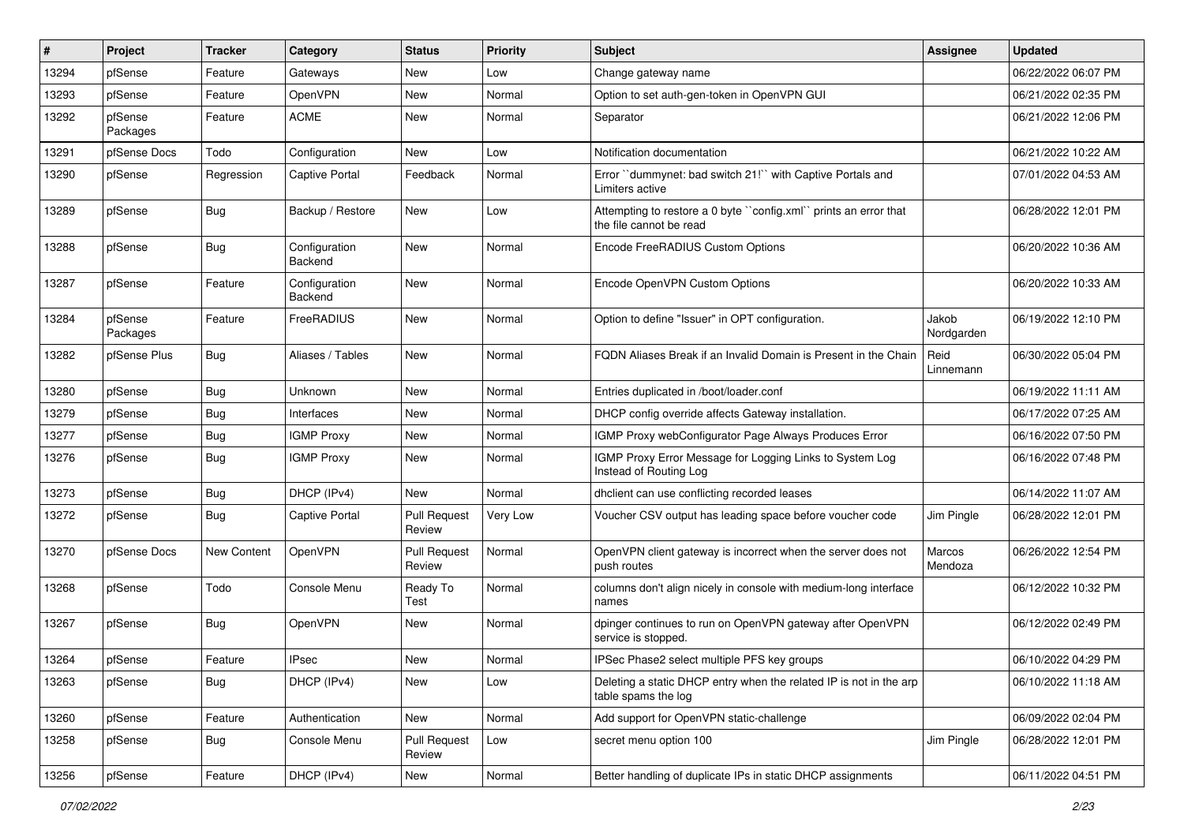| # | Project | Tracker | Category | Status | Priority | Subject | Assignee | Updated |
|---|---|---|---|---|---|---|---|---|
| 13294 | pfSense | Feature | Gateways | New | Low | Change gateway name | | 06/22/2022 06:07 PM |
| 13293 | pfSense | Feature | OpenVPN | New | Normal | Option to set auth-gen-token in OpenVPN GUI | | 06/21/2022 02:35 PM |
| 13292 | pfSense Packages | Feature | ACME | New | Normal | Separator | | 06/21/2022 12:06 PM |
| 13291 | pfSense Docs | Todo | Configuration | New | Low | Notification documentation | | 06/21/2022 10:22 AM |
| 13290 | pfSense | Regression | Captive Portal | Feedback | Normal | Error ``dummynet: bad switch 21!`` with Captive Portals and Limiters active | | 07/01/2022 04:53 AM |
| 13289 | pfSense | Bug | Backup / Restore | New | Low | Attempting to restore a 0 byte ``config.xml`` prints an error that the file cannot be read | | 06/28/2022 12:01 PM |
| 13288 | pfSense | Bug | Configuration Backend | New | Normal | Encode FreeRADIUS Custom Options | | 06/20/2022 10:36 AM |
| 13287 | pfSense | Feature | Configuration Backend | New | Normal | Encode OpenVPN Custom Options | | 06/20/2022 10:33 AM |
| 13284 | pfSense Packages | Feature | FreeRADIUS | New | Normal | Option to define "Issuer" in OPT configuration. | Jakob Nordgarden | 06/19/2022 12:10 PM |
| 13282 | pfSense Plus | Bug | Aliases / Tables | New | Normal | FQDN Aliases Break if an Invalid Domain is Present in the Chain | Reid Linnemann | 06/30/2022 05:04 PM |
| 13280 | pfSense | Bug | Unknown | New | Normal | Entries duplicated in /boot/loader.conf | | 06/19/2022 11:11 AM |
| 13279 | pfSense | Bug | Interfaces | New | Normal | DHCP config override affects Gateway installation. | | 06/17/2022 07:25 AM |
| 13277 | pfSense | Bug | IGMP Proxy | New | Normal | IGMP Proxy webConfigurator Page Always Produces Error | | 06/16/2022 07:50 PM |
| 13276 | pfSense | Bug | IGMP Proxy | New | Normal | IGMP Proxy Error Message for Logging Links to System Log Instead of Routing Log | | 06/16/2022 07:48 PM |
| 13273 | pfSense | Bug | DHCP (IPv4) | New | Normal | dhclient can use conflicting recorded leases | | 06/14/2022 11:07 AM |
| 13272 | pfSense | Bug | Captive Portal | Pull Request Review | Very Low | Voucher CSV output has leading space before voucher code | Jim Pingle | 06/28/2022 12:01 PM |
| 13270 | pfSense Docs | New Content | OpenVPN | Pull Request Review | Normal | OpenVPN client gateway is incorrect when the server does not push routes | Marcos Mendoza | 06/26/2022 12:54 PM |
| 13268 | pfSense | Todo | Console Menu | Ready To Test | Normal | columns don't align nicely in console with medium-long interface names | | 06/12/2022 10:32 PM |
| 13267 | pfSense | Bug | OpenVPN | New | Normal | dpinger continues to run on OpenVPN gateway after OpenVPN service is stopped. | | 06/12/2022 02:49 PM |
| 13264 | pfSense | Feature | IPsec | New | Normal | IPSec Phase2 select multiple PFS key groups | | 06/10/2022 04:29 PM |
| 13263 | pfSense | Bug | DHCP (IPv4) | New | Low | Deleting a static DHCP entry when the related IP is not in the arp table spams the log | | 06/10/2022 11:18 AM |
| 13260 | pfSense | Feature | Authentication | New | Normal | Add support for OpenVPN static-challenge | | 06/09/2022 02:04 PM |
| 13258 | pfSense | Bug | Console Menu | Pull Request Review | Low | secret menu option 100 | Jim Pingle | 06/28/2022 12:01 PM |
| 13256 | pfSense | Feature | DHCP (IPv4) | New | Normal | Better handling of duplicate IPs in static DHCP assignments | | 06/11/2022 04:51 PM |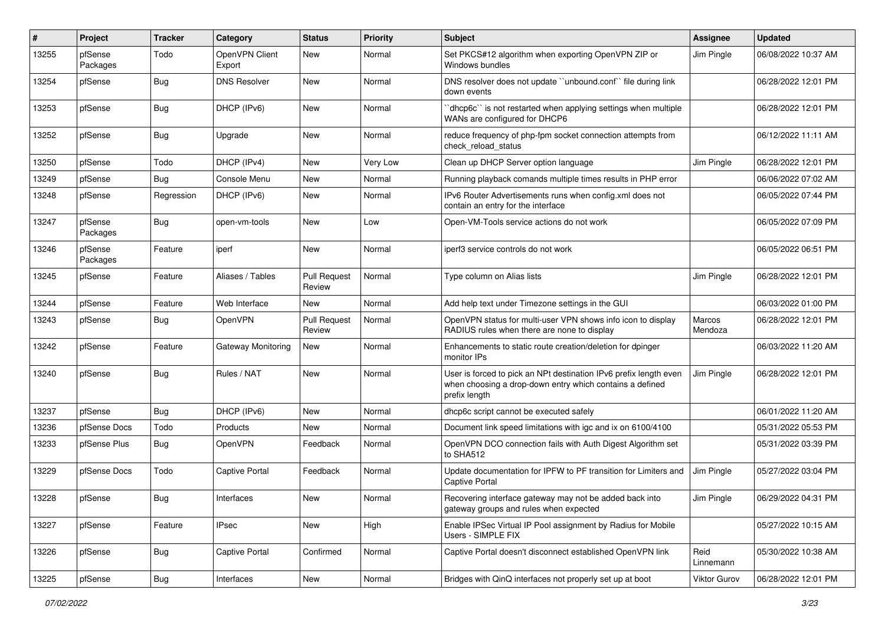| # | Project | Tracker | Category | Status | Priority | Subject | Assignee | Updated |
|---|---|---|---|---|---|---|---|---|
| 13255 | pfSense Packages | Todo | OpenVPN Client Export | New | Normal | Set PKCS#12 algorithm when exporting OpenVPN ZIP or Windows bundles | Jim Pingle | 06/08/2022 10:37 AM |
| 13254 | pfSense | Bug | DNS Resolver | New | Normal | DNS resolver does not update ``unbound.conf`` file during link down events | | 06/28/2022 12:01 PM |
| 13253 | pfSense | Bug | DHCP (IPv6) | New | Normal | ``dhcp6c`` is not restarted when applying settings when multiple WANs are configured for DHCP6 | | 06/28/2022 12:01 PM |
| 13252 | pfSense | Bug | Upgrade | New | Normal | reduce frequency of php-fpm socket connection attempts from check_reload_status | | 06/12/2022 11:11 AM |
| 13250 | pfSense | Todo | DHCP (IPv4) | New | Very Low | Clean up DHCP Server option language | Jim Pingle | 06/28/2022 12:01 PM |
| 13249 | pfSense | Bug | Console Menu | New | Normal | Running playback comands multiple times results in PHP error | | 06/06/2022 07:02 AM |
| 13248 | pfSense | Regression | DHCP (IPv6) | New | Normal | IPv6 Router Advertisements runs when config.xml does not contain an entry for the interface | | 06/05/2022 07:44 PM |
| 13247 | pfSense Packages | Bug | open-vm-tools | New | Low | Open-VM-Tools service actions do not work | | 06/05/2022 07:09 PM |
| 13246 | pfSense Packages | Feature | iperf | New | Normal | iperf3 service controls do not work | | 06/05/2022 06:51 PM |
| 13245 | pfSense | Feature | Aliases / Tables | Pull Request Review | Normal | Type column on Alias lists | Jim Pingle | 06/28/2022 12:01 PM |
| 13244 | pfSense | Feature | Web Interface | New | Normal | Add help text under Timezone settings in the GUI | | 06/03/2022 01:00 PM |
| 13243 | pfSense | Bug | OpenVPN | Pull Request Review | Normal | OpenVPN status for multi-user VPN shows info icon to display RADIUS rules when there are none to display | Marcos Mendoza | 06/28/2022 12:01 PM |
| 13242 | pfSense | Feature | Gateway Monitoring | New | Normal | Enhancements to static route creation/deletion for dpinger monitor IPs | | 06/03/2022 11:20 AM |
| 13240 | pfSense | Bug | Rules / NAT | New | Normal | User is forced to pick an NPt destination IPv6 prefix length even when choosing a drop-down entry which contains a defined prefix length | Jim Pingle | 06/28/2022 12:01 PM |
| 13237 | pfSense | Bug | DHCP (IPv6) | New | Normal | dhcp6c script cannot be executed safely | | 06/01/2022 11:20 AM |
| 13236 | pfSense Docs | Todo | Products | New | Normal | Document link speed limitations with igc and ix on 6100/4100 | | 05/31/2022 05:53 PM |
| 13233 | pfSense Plus | Bug | OpenVPN | Feedback | Normal | OpenVPN DCO connection fails with Auth Digest Algorithm set to SHA512 | | 05/31/2022 03:39 PM |
| 13229 | pfSense Docs | Todo | Captive Portal | Feedback | Normal | Update documentation for IPFW to PF transition for Limiters and Captive Portal | Jim Pingle | 05/27/2022 03:04 PM |
| 13228 | pfSense | Bug | Interfaces | New | Normal | Recovering interface gateway may not be added back into gateway groups and rules when expected | Jim Pingle | 06/29/2022 04:31 PM |
| 13227 | pfSense | Feature | IPsec | New | High | Enable IPSec Virtual IP Pool assignment by Radius for Mobile Users - SIMPLE FIX | | 05/27/2022 10:15 AM |
| 13226 | pfSense | Bug | Captive Portal | Confirmed | Normal | Captive Portal doesn't disconnect established OpenVPN link | Reid Linnemann | 05/30/2022 10:38 AM |
| 13225 | pfSense | Bug | Interfaces | New | Normal | Bridges with QinQ interfaces not properly set up at boot | Viktor Gurov | 06/28/2022 12:01 PM |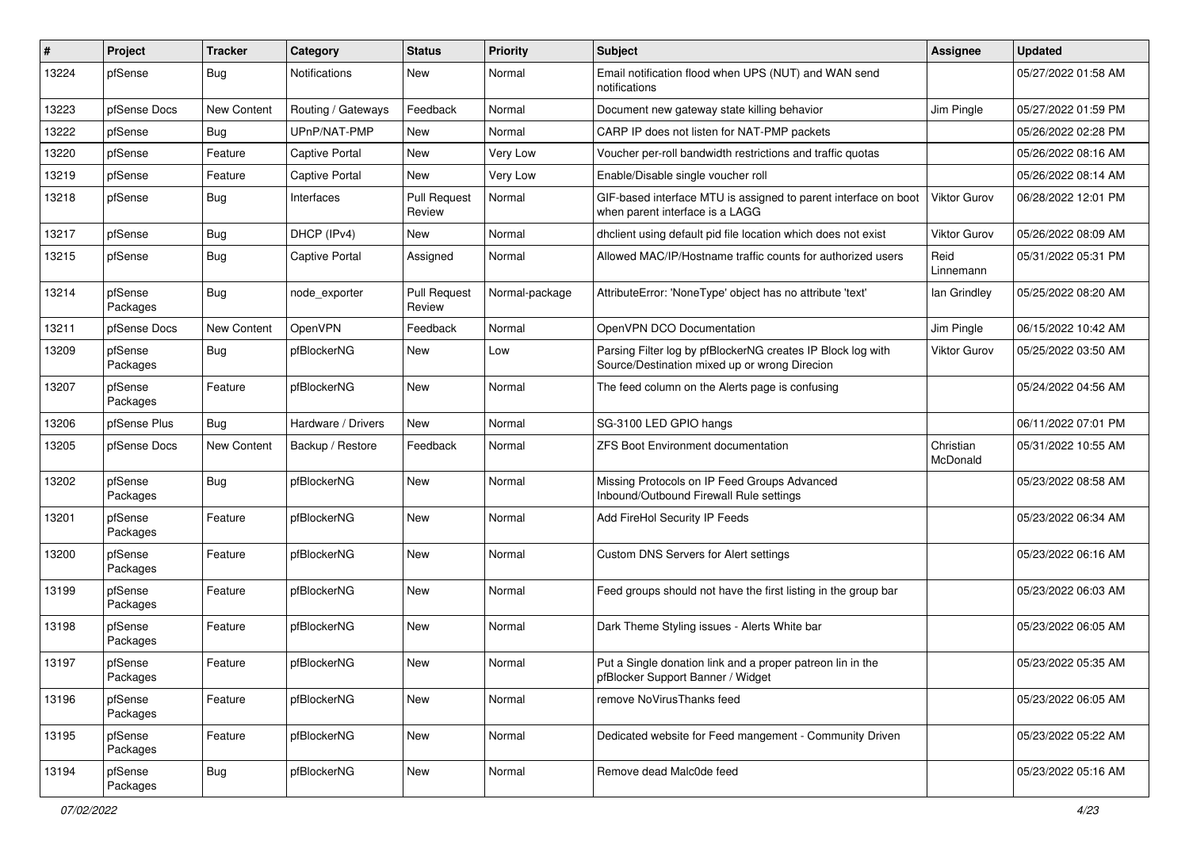| # | Project | Tracker | Category | Status | Priority | Subject | Assignee | Updated |
|---|---|---|---|---|---|---|---|---|
| 13224 | pfSense | Bug | Notifications | New | Normal | Email notification flood when UPS (NUT) and WAN send notifications | | 05/27/2022 01:58 AM |
| 13223 | pfSense Docs | New Content | Routing / Gateways | Feedback | Normal | Document new gateway state killing behavior | Jim Pingle | 05/27/2022 01:59 PM |
| 13222 | pfSense | Bug | UPnP/NAT-PMP | New | Normal | CARP IP does not listen for NAT-PMP packets | | 05/26/2022 02:28 PM |
| 13220 | pfSense | Feature | Captive Portal | New | Very Low | Voucher per-roll bandwidth restrictions and traffic quotas | | 05/26/2022 08:16 AM |
| 13219 | pfSense | Feature | Captive Portal | New | Very Low | Enable/Disable single voucher roll | | 05/26/2022 08:14 AM |
| 13218 | pfSense | Bug | Interfaces | Pull Request Review | Normal | GIF-based interface MTU is assigned to parent interface on boot when parent interface is a LAGG | Viktor Gurov | 06/28/2022 12:01 PM |
| 13217 | pfSense | Bug | DHCP (IPv4) | New | Normal | dhclient using default pid file location which does not exist | Viktor Gurov | 05/26/2022 08:09 AM |
| 13215 | pfSense | Bug | Captive Portal | Assigned | Normal | Allowed MAC/IP/Hostname traffic counts for authorized users | Reid Linnemann | 05/31/2022 05:31 PM |
| 13214 | pfSense Packages | Bug | node_exporter | Pull Request Review | Normal-package | AttributeError: 'NoneType' object has no attribute 'text' | Ian Grindley | 05/25/2022 08:20 AM |
| 13211 | pfSense Docs | New Content | OpenVPN | Feedback | Normal | OpenVPN DCO Documentation | Jim Pingle | 06/15/2022 10:42 AM |
| 13209 | pfSense Packages | Bug | pfBlockerNG | New | Low | Parsing Filter log by pfBlockerNG creates IP Block log with Source/Destination mixed up or wrong Direcion | Viktor Gurov | 05/25/2022 03:50 AM |
| 13207 | pfSense Packages | Feature | pfBlockerNG | New | Normal | The feed column on the Alerts page is confusing | | 05/24/2022 04:56 AM |
| 13206 | pfSense Plus | Bug | Hardware / Drivers | New | Normal | SG-3100 LED GPIO hangs | | 06/11/2022 07:01 PM |
| 13205 | pfSense Docs | New Content | Backup / Restore | Feedback | Normal | ZFS Boot Environment documentation | Christian McDonald | 05/31/2022 10:55 AM |
| 13202 | pfSense Packages | Bug | pfBlockerNG | New | Normal | Missing Protocols on IP Feed Groups Advanced Inbound/Outbound Firewall Rule settings | | 05/23/2022 08:58 AM |
| 13201 | pfSense Packages | Feature | pfBlockerNG | New | Normal | Add FireHol Security IP Feeds | | 05/23/2022 06:34 AM |
| 13200 | pfSense Packages | Feature | pfBlockerNG | New | Normal | Custom DNS Servers for Alert settings | | 05/23/2022 06:16 AM |
| 13199 | pfSense Packages | Feature | pfBlockerNG | New | Normal | Feed groups should not have the first listing in the group bar | | 05/23/2022 06:03 AM |
| 13198 | pfSense Packages | Feature | pfBlockerNG | New | Normal | Dark Theme Styling issues - Alerts White bar | | 05/23/2022 06:05 AM |
| 13197 | pfSense Packages | Feature | pfBlockerNG | New | Normal | Put a Single donation link and a proper patreon lin in the pfBlocker Support Banner / Widget | | 05/23/2022 05:35 AM |
| 13196 | pfSense Packages | Feature | pfBlockerNG | New | Normal | remove NoVirusThanks feed | | 05/23/2022 06:05 AM |
| 13195 | pfSense Packages | Feature | pfBlockerNG | New | Normal | Dedicated website for Feed mangement - Community Driven | | 05/23/2022 05:22 AM |
| 13194 | pfSense Packages | Bug | pfBlockerNG | New | Normal | Remove dead Malc0de feed | | 05/23/2022 05:16 AM |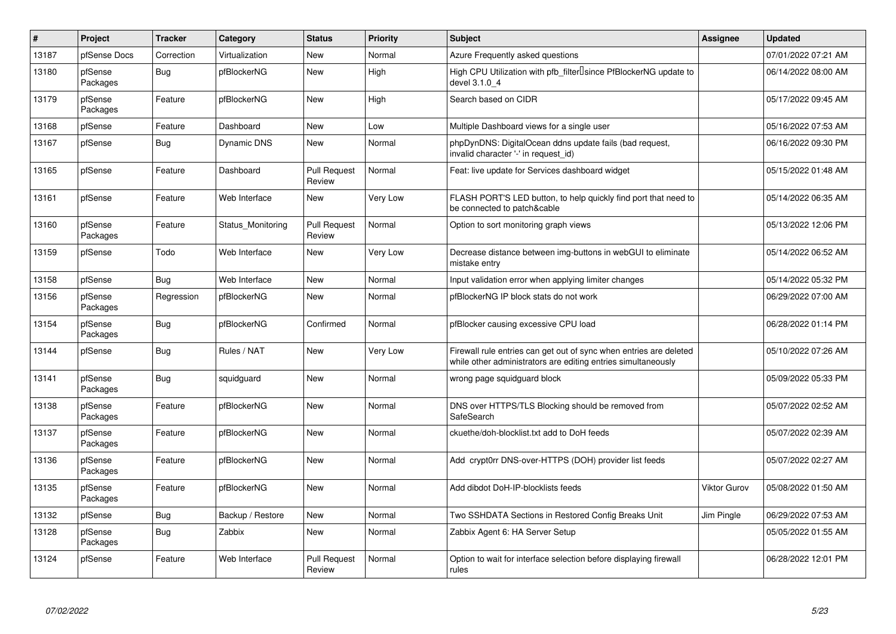| # | Project | Tracker | Category | Status | Priority | Subject | Assignee | Updated |
|---|---|---|---|---|---|---|---|---|
| 13187 | pfSense Docs | Correction | Virtualization | New | Normal | Azure Frequently asked questions | | 07/01/2022 07:21 AM |
| 13180 | pfSense Packages | Bug | pfBlockerNG | New | High | High CPU Utilization with pfb_filter since PfBlockerNG update to devel 3.1.0_4 | | 06/14/2022 08:00 AM |
| 13179 | pfSense Packages | Feature | pfBlockerNG | New | High | Search based on CIDR | | 05/17/2022 09:45 AM |
| 13168 | pfSense | Feature | Dashboard | New | Low | Multiple Dashboard views for a single user | | 05/16/2022 07:53 AM |
| 13167 | pfSense | Bug | Dynamic DNS | New | Normal | phpDynDNS: DigitalOcean ddns update fails (bad request, invalid character '-' in request_id) | | 06/16/2022 09:30 PM |
| 13165 | pfSense | Feature | Dashboard | Pull Request Review | Normal | Feat: live update for Services dashboard widget | | 05/15/2022 01:48 AM |
| 13161 | pfSense | Feature | Web Interface | New | Very Low | FLASH PORT'S LED button, to help quickly find port that need to be connected to patch&cable | | 05/14/2022 06:35 AM |
| 13160 | pfSense Packages | Feature | Status_Monitoring | Pull Request Review | Normal | Option to sort monitoring graph views | | 05/13/2022 12:06 PM |
| 13159 | pfSense | Todo | Web Interface | New | Very Low | Decrease distance between img-buttons in webGUI to eliminate mistake entry | | 05/14/2022 06:52 AM |
| 13158 | pfSense | Bug | Web Interface | New | Normal | Input validation error when applying limiter changes | | 05/14/2022 05:32 PM |
| 13156 | pfSense Packages | Regression | pfBlockerNG | New | Normal | pfBlockerNG IP block stats do not work | | 06/29/2022 07:00 AM |
| 13154 | pfSense Packages | Bug | pfBlockerNG | Confirmed | Normal | pfBlocker causing excessive CPU load | | 06/28/2022 01:14 PM |
| 13144 | pfSense | Bug | Rules / NAT | New | Very Low | Firewall rule entries can get out of sync when entries are deleted while other administrators are editing entries simultaneously | | 05/10/2022 07:26 AM |
| 13141 | pfSense Packages | Bug | squidguard | New | Normal | wrong page squidguard block | | 05/09/2022 05:33 PM |
| 13138 | pfSense Packages | Feature | pfBlockerNG | New | Normal | DNS over HTTPS/TLS Blocking should be removed from SafeSearch | | 05/07/2022 02:52 AM |
| 13137 | pfSense Packages | Feature | pfBlockerNG | New | Normal | ckuethe/doh-blocklist.txt add to DoH feeds | | 05/07/2022 02:39 AM |
| 13136 | pfSense Packages | Feature | pfBlockerNG | New | Normal | Add crypt0rr DNS-over-HTTPS (DOH) provider list feeds | | 05/07/2022 02:27 AM |
| 13135 | pfSense Packages | Feature | pfBlockerNG | New | Normal | Add dibdot DoH-IP-blocklists feeds | Viktor Gurov | 05/08/2022 01:50 AM |
| 13132 | pfSense | Bug | Backup / Restore | New | Normal | Two SSHDATA Sections in Restored Config Breaks Unit | Jim Pingle | 06/29/2022 07:53 AM |
| 13128 | pfSense Packages | Bug | Zabbix | New | Normal | Zabbix Agent 6: HA Server Setup | | 05/05/2022 01:55 AM |
| 13124 | pfSense | Feature | Web Interface | Pull Request Review | Normal | Option to wait for interface selection before displaying firewall rules | | 06/28/2022 12:01 PM |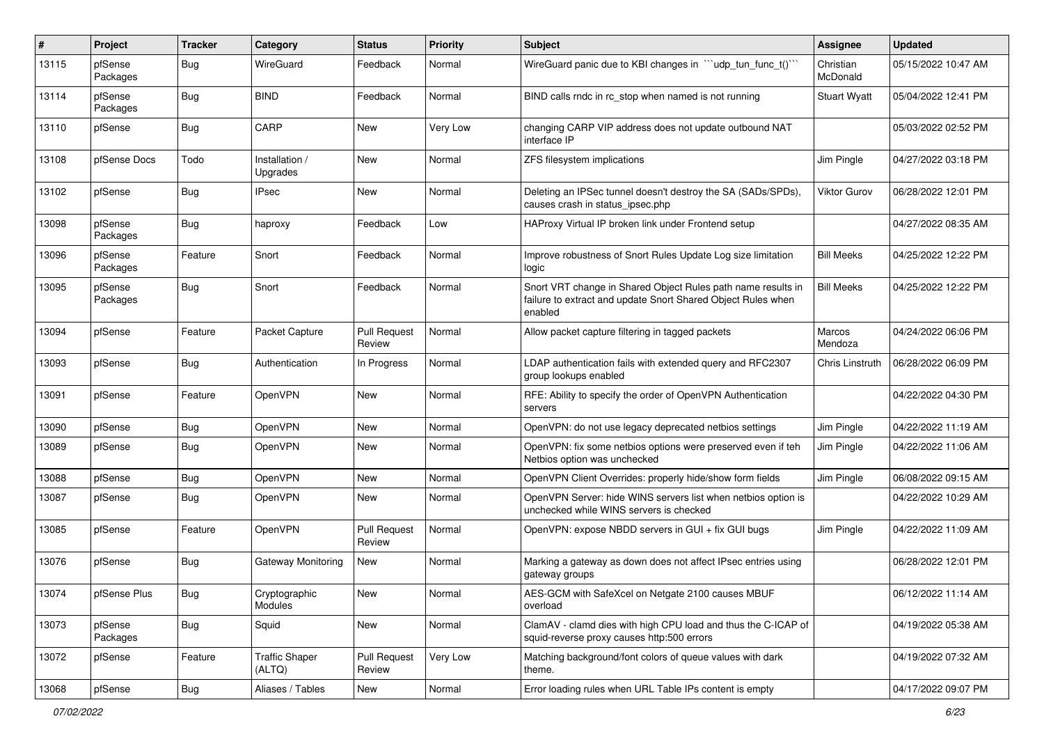| # | Project | Tracker | Category | Status | Priority | Subject | Assignee | Updated |
|---|---|---|---|---|---|---|---|---|
| 13115 | pfSense Packages | Bug | WireGuard | Feedback | Normal | WireGuard panic due to KBI changes in ```udp_tun_func_t()``` | Christian McDonald | 05/15/2022 10:47 AM |
| 13114 | pfSense Packages | Bug | BIND | Feedback | Normal | BIND calls rndc in rc_stop when named is not running | Stuart Wyatt | 05/04/2022 12:41 PM |
| 13110 | pfSense | Bug | CARP | New | Very Low | changing CARP VIP address does not update outbound NAT interface IP | | 05/03/2022 02:52 PM |
| 13108 | pfSense Docs | Todo | Installation / Upgrades | New | Normal | ZFS filesystem implications | Jim Pingle | 04/27/2022 03:18 PM |
| 13102 | pfSense | Bug | IPsec | New | Normal | Deleting an IPSec tunnel doesn't destroy the SA (SADs/SPDs), causes crash in status_ipsec.php | Viktor Gurov | 06/28/2022 12:01 PM |
| 13098 | pfSense Packages | Bug | haproxy | Feedback | Low | HAProxy Virtual IP broken link under Frontend setup | | 04/27/2022 08:35 AM |
| 13096 | pfSense Packages | Feature | Snort | Feedback | Normal | Improve robustness of Snort Rules Update Log size limitation logic | Bill Meeks | 04/25/2022 12:22 PM |
| 13095 | pfSense Packages | Bug | Snort | Feedback | Normal | Snort VRT change in Shared Object Rules path name results in failure to extract and update Snort Shared Object Rules when enabled | Bill Meeks | 04/25/2022 12:22 PM |
| 13094 | pfSense | Feature | Packet Capture | Pull Request Review | Normal | Allow packet capture filtering in tagged packets | Marcos Mendoza | 04/24/2022 06:06 PM |
| 13093 | pfSense | Bug | Authentication | In Progress | Normal | LDAP authentication fails with extended query and RFC2307 group lookups enabled | Chris Linstruth | 06/28/2022 06:09 PM |
| 13091 | pfSense | Feature | OpenVPN | New | Normal | RFE: Ability to specify the order of OpenVPN Authentication servers | | 04/22/2022 04:30 PM |
| 13090 | pfSense | Bug | OpenVPN | New | Normal | OpenVPN: do not use legacy deprecated netbios settings | Jim Pingle | 04/22/2022 11:19 AM |
| 13089 | pfSense | Bug | OpenVPN | New | Normal | OpenVPN: fix some netbios options were preserved even if teh Netbios option was unchecked | Jim Pingle | 04/22/2022 11:06 AM |
| 13088 | pfSense | Bug | OpenVPN | New | Normal | OpenVPN Client Overrides: properly hide/show form fields | Jim Pingle | 06/08/2022 09:15 AM |
| 13087 | pfSense | Bug | OpenVPN | New | Normal | OpenVPN Server: hide WINS servers list when netbios option is unchecked while WINS servers is checked | | 04/22/2022 10:29 AM |
| 13085 | pfSense | Feature | OpenVPN | Pull Request Review | Normal | OpenVPN: expose NBDD servers in GUI + fix GUI bugs | Jim Pingle | 04/22/2022 11:09 AM |
| 13076 | pfSense | Bug | Gateway Monitoring | New | Normal | Marking a gateway as down does not affect IPsec entries using gateway groups | | 06/28/2022 12:01 PM |
| 13074 | pfSense Plus | Bug | Cryptographic Modules | New | Normal | AES-GCM with SafeXcel on Netgate 2100 causes MBUF overload | | 06/12/2022 11:14 AM |
| 13073 | pfSense Packages | Bug | Squid | New | Normal | ClamAV - clamd dies with high CPU load and thus the C-ICAP of squid-reverse proxy causes http:500 errors | | 04/19/2022 05:38 AM |
| 13072 | pfSense | Feature | Traffic Shaper (ALTQ) | Pull Request Review | Very Low | Matching background/font colors of queue values with dark theme. | | 04/19/2022 07:32 AM |
| 13068 | pfSense | Bug | Aliases / Tables | New | Normal | Error loading rules when URL Table IPs content is empty | | 04/17/2022 09:07 PM |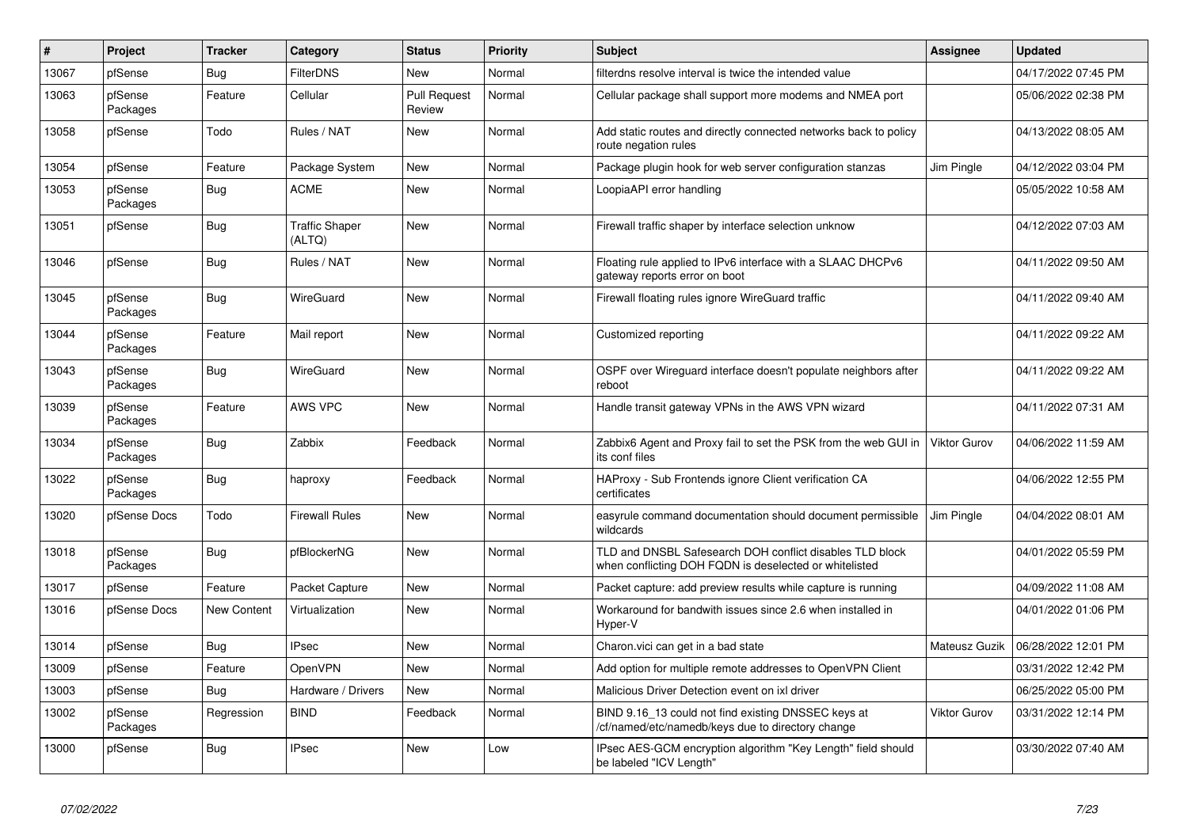| # | Project | Tracker | Category | Status | Priority | Subject | Assignee | Updated |
|---|---|---|---|---|---|---|---|---|
| 13067 | pfSense | Bug | FilterDNS | New | Normal | filterdns resolve interval is twice the intended value | | 04/17/2022 07:45 PM |
| 13063 | pfSense Packages | Feature | Cellular | Pull Request Review | Normal | Cellular package shall support more modems and NMEA port | | 05/06/2022 02:38 PM |
| 13058 | pfSense | Todo | Rules / NAT | New | Normal | Add static routes and directly connected networks back to policy route negation rules | | 04/13/2022 08:05 AM |
| 13054 | pfSense | Feature | Package System | New | Normal | Package plugin hook for web server configuration stanzas | Jim Pingle | 04/12/2022 03:04 PM |
| 13053 | pfSense Packages | Bug | ACME | New | Normal | LoopiaAPI error handling | | 05/05/2022 10:58 AM |
| 13051 | pfSense | Bug | Traffic Shaper (ALTQ) | New | Normal | Firewall traffic shaper by interface selection unknow | | 04/12/2022 07:03 AM |
| 13046 | pfSense | Bug | Rules / NAT | New | Normal | Floating rule applied to IPv6 interface with a SLAAC DHCPv6 gateway reports error on boot | | 04/11/2022 09:50 AM |
| 13045 | pfSense Packages | Bug | WireGuard | New | Normal | Firewall floating rules ignore WireGuard traffic | | 04/11/2022 09:40 AM |
| 13044 | pfSense Packages | Feature | Mail report | New | Normal | Customized reporting | | 04/11/2022 09:22 AM |
| 13043 | pfSense Packages | Bug | WireGuard | New | Normal | OSPF over Wireguard interface doesn't populate neighbors after reboot | | 04/11/2022 09:22 AM |
| 13039 | pfSense Packages | Feature | AWS VPC | New | Normal | Handle transit gateway VPNs in the AWS VPN wizard | | 04/11/2022 07:31 AM |
| 13034 | pfSense Packages | Bug | Zabbix | Feedback | Normal | Zabbix6 Agent and Proxy fail to set the PSK from the web GUI in its conf files | Viktor Gurov | 04/06/2022 11:59 AM |
| 13022 | pfSense Packages | Bug | haproxy | Feedback | Normal | HAProxy - Sub Frontends ignore Client verification CA certificates | | 04/06/2022 12:55 PM |
| 13020 | pfSense Docs | Todo | Firewall Rules | New | Normal | easyrule command documentation should document permissible wildcards | Jim Pingle | 04/04/2022 08:01 AM |
| 13018 | pfSense Packages | Bug | pfBlockerNG | New | Normal | TLD and DNSBL Safesearch DOH conflict disables TLD block when conflicting DOH FQDN is deselected or whitelisted | | 04/01/2022 05:59 PM |
| 13017 | pfSense | Feature | Packet Capture | New | Normal | Packet capture: add preview results while capture is running | | 04/09/2022 11:08 AM |
| 13016 | pfSense Docs | New Content | Virtualization | New | Normal | Workaround for bandwith issues since 2.6 when installed in Hyper-V | | 04/01/2022 01:06 PM |
| 13014 | pfSense | Bug | IPsec | New | Normal | Charon.vici can get in a bad state | Mateusz Guzik | 06/28/2022 12:01 PM |
| 13009 | pfSense | Feature | OpenVPN | New | Normal | Add option for multiple remote addresses to OpenVPN Client | | 03/31/2022 12:42 PM |
| 13003 | pfSense | Bug | Hardware / Drivers | New | Normal | Malicious Driver Detection event on ixl driver | | 06/25/2022 05:00 PM |
| 13002 | pfSense Packages | Regression | BIND | Feedback | Normal | BIND 9.16_13 could not find existing DNSSEC keys at /cf/named/etc/namedb/keys due to directory change | Viktor Gurov | 03/31/2022 12:14 PM |
| 13000 | pfSense | Bug | IPsec | New | Low | IPsec AES-GCM encryption algorithm "Key Length" field should be labeled "ICV Length" | | 03/30/2022 07:40 AM |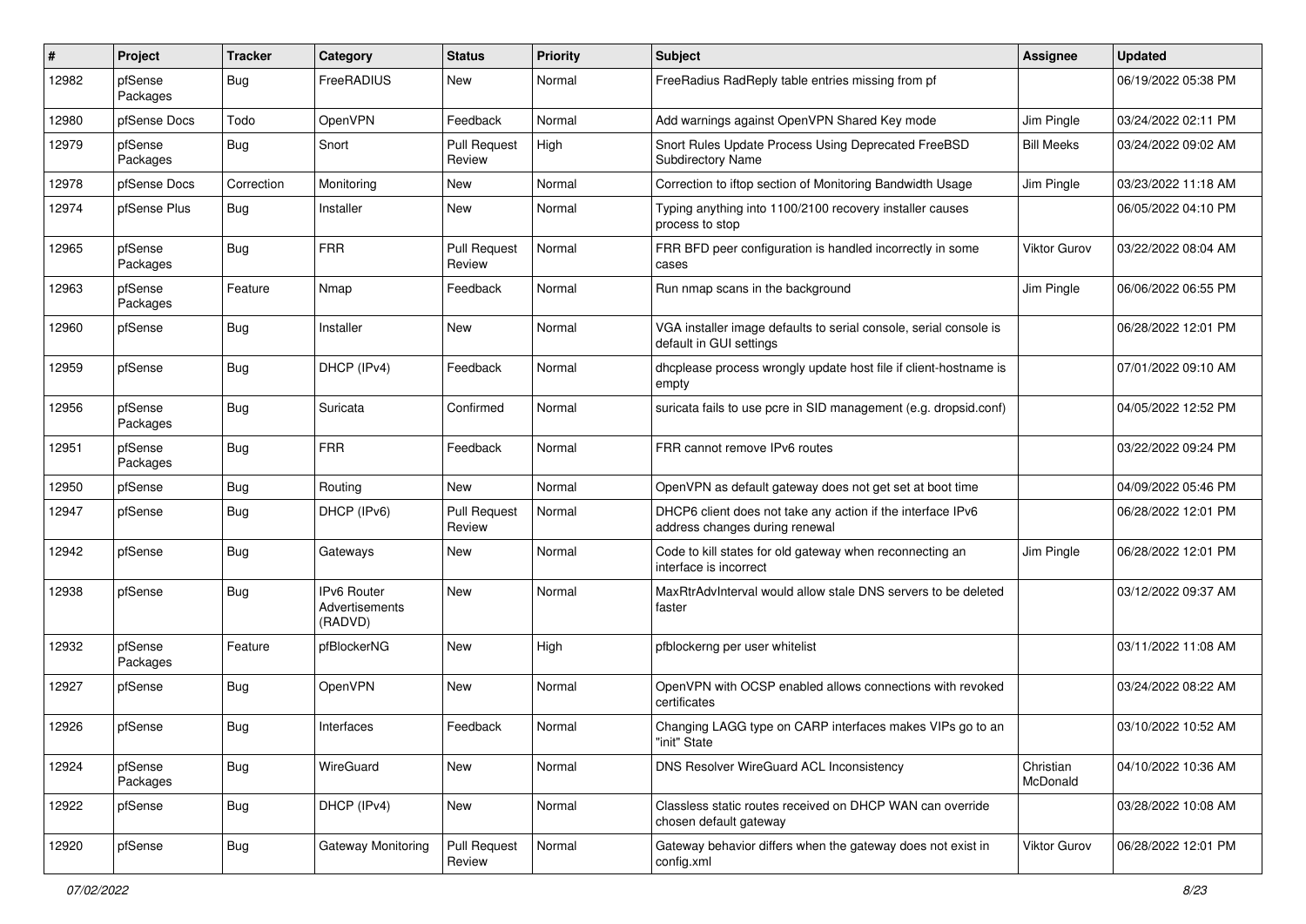| # | Project | Tracker | Category | Status | Priority | Subject | Assignee | Updated |
|---|---|---|---|---|---|---|---|---|
| 12982 | pfSense Packages | Bug | FreeRADIUS | New | Normal | FreeRadius RadReply table entries missing from pf | | 06/19/2022 05:38 PM |
| 12980 | pfSense Docs | Todo | OpenVPN | Feedback | Normal | Add warnings against OpenVPN Shared Key mode | Jim Pingle | 03/24/2022 02:11 PM |
| 12979 | pfSense Packages | Bug | Snort | Pull Request Review | High | Snort Rules Update Process Using Deprecated FreeBSD Subdirectory Name | Bill Meeks | 03/24/2022 09:02 AM |
| 12978 | pfSense Docs | Correction | Monitoring | New | Normal | Correction to iftop section of Monitoring Bandwidth Usage | Jim Pingle | 03/23/2022 11:18 AM |
| 12974 | pfSense Plus | Bug | Installer | New | Normal | Typing anything into 1100/2100 recovery installer causes process to stop | | 06/05/2022 04:10 PM |
| 12965 | pfSense Packages | Bug | FRR | Pull Request Review | Normal | FRR BFD peer configuration is handled incorrectly in some cases | Viktor Gurov | 03/22/2022 08:04 AM |
| 12963 | pfSense Packages | Feature | Nmap | Feedback | Normal | Run nmap scans in the background | Jim Pingle | 06/06/2022 06:55 PM |
| 12960 | pfSense | Bug | Installer | New | Normal | VGA installer image defaults to serial console, serial console is default in GUI settings | | 06/28/2022 12:01 PM |
| 12959 | pfSense | Bug | DHCP (IPv4) | Feedback | Normal | dhcplease process wrongly update host file if client-hostname is empty | | 07/01/2022 09:10 AM |
| 12956 | pfSense Packages | Bug | Suricata | Confirmed | Normal | suricata fails to use pcre in SID management (e.g. dropsid.conf) | | 04/05/2022 12:52 PM |
| 12951 | pfSense Packages | Bug | FRR | Feedback | Normal | FRR cannot remove IPv6 routes | | 03/22/2022 09:24 PM |
| 12950 | pfSense | Bug | Routing | New | Normal | OpenVPN as default gateway does not get set at boot time | | 04/09/2022 05:46 PM |
| 12947 | pfSense | Bug | DHCP (IPv6) | Pull Request Review | Normal | DHCP6 client does not take any action if the interface IPv6 address changes during renewal | | 06/28/2022 12:01 PM |
| 12942 | pfSense | Bug | Gateways | New | Normal | Code to kill states for old gateway when reconnecting an interface is incorrect | Jim Pingle | 06/28/2022 12:01 PM |
| 12938 | pfSense | Bug | IPv6 Router Advertisements (RADVD) | New | Normal | MaxRtrAdvInterval would allow stale DNS servers to be deleted faster | | 03/12/2022 09:37 AM |
| 12932 | pfSense Packages | Feature | pfBlockerNG | New | High | pfblockerng per user whitelist | | 03/11/2022 11:08 AM |
| 12927 | pfSense | Bug | OpenVPN | New | Normal | OpenVPN with OCSP enabled allows connections with revoked certificates | | 03/24/2022 08:22 AM |
| 12926 | pfSense | Bug | Interfaces | Feedback | Normal | Changing LAGG type on CARP interfaces makes VIPs go to an "init" State | | 03/10/2022 10:52 AM |
| 12924 | pfSense Packages | Bug | WireGuard | New | Normal | DNS Resolver WireGuard ACL Inconsistency | Christian McDonald | 04/10/2022 10:36 AM |
| 12922 | pfSense | Bug | DHCP (IPv4) | New | Normal | Classless static routes received on DHCP WAN can override chosen default gateway | | 03/28/2022 10:08 AM |
| 12920 | pfSense | Bug | Gateway Monitoring | Pull Request Review | Normal | Gateway behavior differs when the gateway does not exist in config.xml | Viktor Gurov | 06/28/2022 12:01 PM |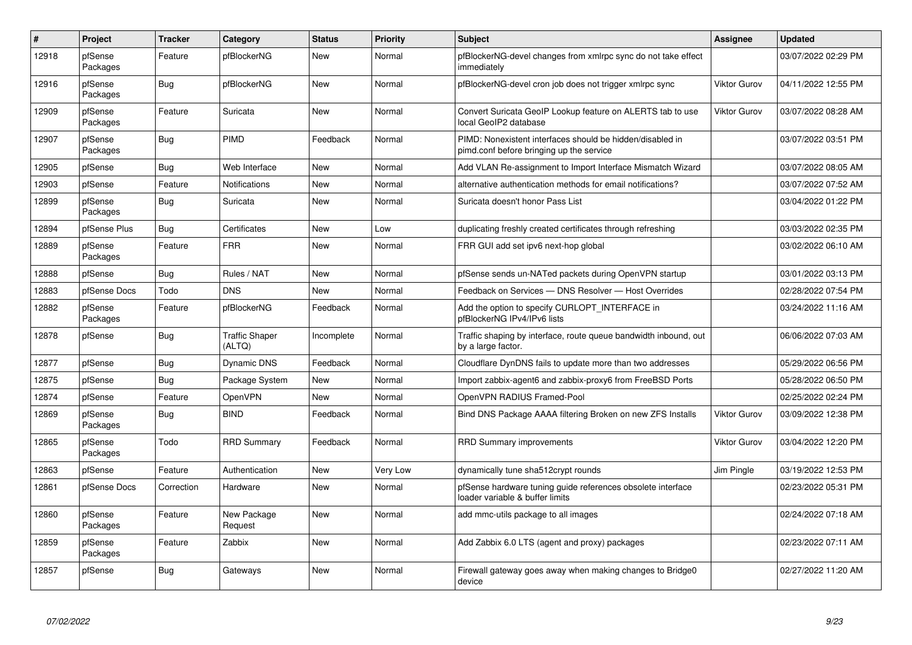| # | Project | Tracker | Category | Status | Priority | Subject | Assignee | Updated |
|---|---|---|---|---|---|---|---|---|
| 12918 | pfSense Packages | Feature | pfBlockerNG | New | Normal | pfBlockerNG-devel changes from xmlrpc sync do not take effect immediately | | 03/07/2022 02:29 PM |
| 12916 | pfSense Packages | Bug | pfBlockerNG | New | Normal | pfBlockerNG-devel cron job does not trigger xmlrpc sync | Viktor Gurov | 04/11/2022 12:55 PM |
| 12909 | pfSense Packages | Feature | Suricata | New | Normal | Convert Suricata GeoIP Lookup feature on ALERTS tab to use local GeoIP2 database | Viktor Gurov | 03/07/2022 08:28 AM |
| 12907 | pfSense Packages | Bug | PIMD | Feedback | Normal | PIMD: Nonexistent interfaces should be hidden/disabled in pimd.conf before bringing up the service | | 03/07/2022 03:51 PM |
| 12905 | pfSense | Bug | Web Interface | New | Normal | Add VLAN Re-assignment to Import Interface Mismatch Wizard | | 03/07/2022 08:05 AM |
| 12903 | pfSense | Feature | Notifications | New | Normal | alternative authentication methods for email notifications? | | 03/07/2022 07:52 AM |
| 12899 | pfSense Packages | Bug | Suricata | New | Normal | Suricata doesn't honor Pass List | | 03/04/2022 01:22 PM |
| 12894 | pfSense Plus | Bug | Certificates | New | Low | duplicating freshly created certificates through refreshing | | 03/03/2022 02:35 PM |
| 12889 | pfSense Packages | Feature | FRR | New | Normal | FRR GUI add set ipv6 next-hop global | | 03/02/2022 06:10 AM |
| 12888 | pfSense | Bug | Rules / NAT | New | Normal | pfSense sends un-NATed packets during OpenVPN startup | | 03/01/2022 03:13 PM |
| 12883 | pfSense Docs | Todo | DNS | New | Normal | Feedback on Services — DNS Resolver — Host Overrides | | 02/28/2022 07:54 PM |
| 12882 | pfSense Packages | Feature | pfBlockerNG | Feedback | Normal | Add the option to specify CURLOPT_INTERFACE in pfBlockerNG IPv4/IPv6 lists | | 03/24/2022 11:16 AM |
| 12878 | pfSense | Bug | Traffic Shaper (ALTQ) | Incomplete | Normal | Traffic shaping by interface, route queue bandwidth inbound, out by a large factor. | | 06/06/2022 07:03 AM |
| 12877 | pfSense | Bug | Dynamic DNS | Feedback | Normal | Cloudflare DynDNS fails to update more than two addresses | | 05/29/2022 06:56 PM |
| 12875 | pfSense | Bug | Package System | New | Normal | Import zabbix-agent6 and zabbix-proxy6 from FreeBSD Ports | | 05/28/2022 06:50 PM |
| 12874 | pfSense | Feature | OpenVPN | New | Normal | OpenVPN RADIUS Framed-Pool | | 02/25/2022 02:24 PM |
| 12869 | pfSense Packages | Bug | BIND | Feedback | Normal | Bind DNS Package AAAA filtering Broken on new ZFS Installs | Viktor Gurov | 03/09/2022 12:38 PM |
| 12865 | pfSense Packages | Todo | RRD Summary | Feedback | Normal | RRD Summary improvements | Viktor Gurov | 03/04/2022 12:20 PM |
| 12863 | pfSense | Feature | Authentication | New | Very Low | dynamically tune sha512crypt rounds | Jim Pingle | 03/19/2022 12:53 PM |
| 12861 | pfSense Docs | Correction | Hardware | New | Normal | pfSense hardware tuning guide references obsolete interface loader variable & buffer limits | | 02/23/2022 05:31 PM |
| 12860 | pfSense Packages | Feature | New Package Request | New | Normal | add mmc-utils package to all images | | 02/24/2022 07:18 AM |
| 12859 | pfSense Packages | Feature | Zabbix | New | Normal | Add Zabbix 6.0 LTS (agent and proxy) packages | | 02/23/2022 07:11 AM |
| 12857 | pfSense | Bug | Gateways | New | Normal | Firewall gateway goes away when making changes to Bridge0 device | | 02/27/2022 11:20 AM |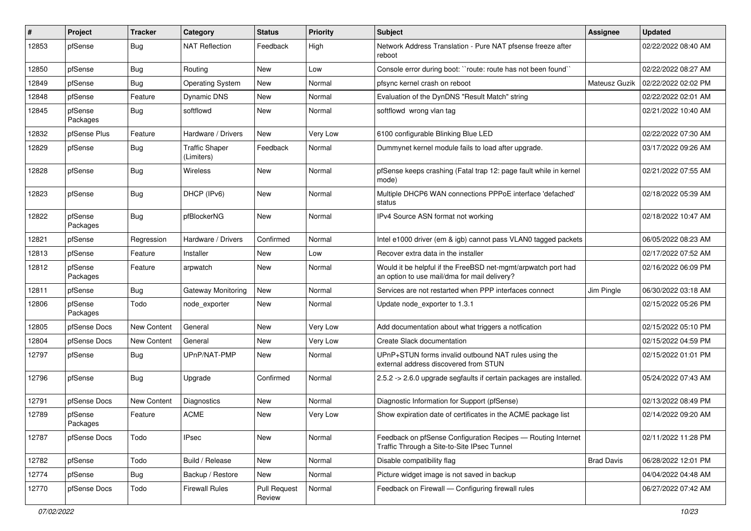| # | Project | Tracker | Category | Status | Priority | Subject | Assignee | Updated |
|---|---|---|---|---|---|---|---|---|
| 12853 | pfSense | Bug | NAT Reflection | Feedback | High | Network Address Translation - Pure NAT pfsense freeze after reboot | | 02/22/2022 08:40 AM |
| 12850 | pfSense | Bug | Routing | New | Low | Console error during boot: ``route: route has not been found`` | | 02/22/2022 08:27 AM |
| 12849 | pfSense | Bug | Operating System | New | Normal | pfsync kernel crash on reboot | Mateusz Guzik | 02/22/2022 02:02 PM |
| 12848 | pfSense | Feature | Dynamic DNS | New | Normal | Evaluation of the DynDNS "Result Match" string | | 02/22/2022 02:01 AM |
| 12845 | pfSense Packages | Bug | softflowd | New | Normal | softflowd wrong vlan tag | | 02/21/2022 10:40 AM |
| 12832 | pfSense Plus | Feature | Hardware / Drivers | New | Very Low | 6100 configurable Blinking Blue LED | | 02/22/2022 07:30 AM |
| 12829 | pfSense | Bug | Traffic Shaper (Limiters) | Feedback | Normal | Dummynet kernel module fails to load after upgrade. | | 03/17/2022 09:26 AM |
| 12828 | pfSense | Bug | Wireless | New | Normal | pfSense keeps crashing (Fatal trap 12: page fault while in kernel mode) | | 02/21/2022 07:55 AM |
| 12823 | pfSense | Bug | DHCP (IPv6) | New | Normal | Multiple DHCP6 WAN connections PPPoE interface 'defached' status | | 02/18/2022 05:39 AM |
| 12822 | pfSense Packages | Bug | pfBlockerNG | New | Normal | IPv4 Source ASN format not working | | 02/18/2022 10:47 AM |
| 12821 | pfSense | Regression | Hardware / Drivers | Confirmed | Normal | Intel e1000 driver (em & igb) cannot pass VLAN0 tagged packets | | 06/05/2022 08:23 AM |
| 12813 | pfSense | Feature | Installer | New | Low | Recover extra data in the installer | | 02/17/2022 07:52 AM |
| 12812 | pfSense Packages | Feature | arpwatch | New | Normal | Would it be helpful if the FreeBSD net-mgmt/arpwatch port had an option to use mail/dma for mail delivery? | | 02/16/2022 06:09 PM |
| 12811 | pfSense | Bug | Gateway Monitoring | New | Normal | Services are not restarted when PPP interfaces connect | Jim Pingle | 06/30/2022 03:18 AM |
| 12806 | pfSense Packages | Todo | node_exporter | New | Normal | Update node_exporter to 1.3.1 | | 02/15/2022 05:26 PM |
| 12805 | pfSense Docs | New Content | General | New | Very Low | Add documentation about what triggers a notfication | | 02/15/2022 05:10 PM |
| 12804 | pfSense Docs | New Content | General | New | Very Low | Create Slack documentation | | 02/15/2022 04:59 PM |
| 12797 | pfSense | Bug | UPnP/NAT-PMP | New | Normal | UPnP+STUN forms invalid outbound NAT rules using the external address discovered from STUN | | 02/15/2022 01:01 PM |
| 12796 | pfSense | Bug | Upgrade | Confirmed | Normal | 2.5.2 -> 2.6.0 upgrade segfaults if certain packages are installed. | | 05/24/2022 07:43 AM |
| 12791 | pfSense Docs | New Content | Diagnostics | New | Normal | Diagnostic Information for Support (pfSense) | | 02/13/2022 08:49 PM |
| 12789 | pfSense Packages | Feature | ACME | New | Very Low | Show expiration date of certificates in the ACME package list | | 02/14/2022 09:20 AM |
| 12787 | pfSense Docs | Todo | IPsec | New | Normal | Feedback on pfSense Configuration Recipes — Routing Internet Traffic Through a Site-to-Site IPsec Tunnel | | 02/11/2022 11:28 PM |
| 12782 | pfSense | Todo | Build / Release | New | Normal | Disable compatibility flag | Brad Davis | 06/28/2022 12:01 PM |
| 12774 | pfSense | Bug | Backup / Restore | New | Normal | Picture widget image is not saved in backup | | 04/04/2022 04:48 AM |
| 12770 | pfSense Docs | Todo | Firewall Rules | Pull Request Review | Normal | Feedback on Firewall — Configuring firewall rules | | 06/27/2022 07:42 AM |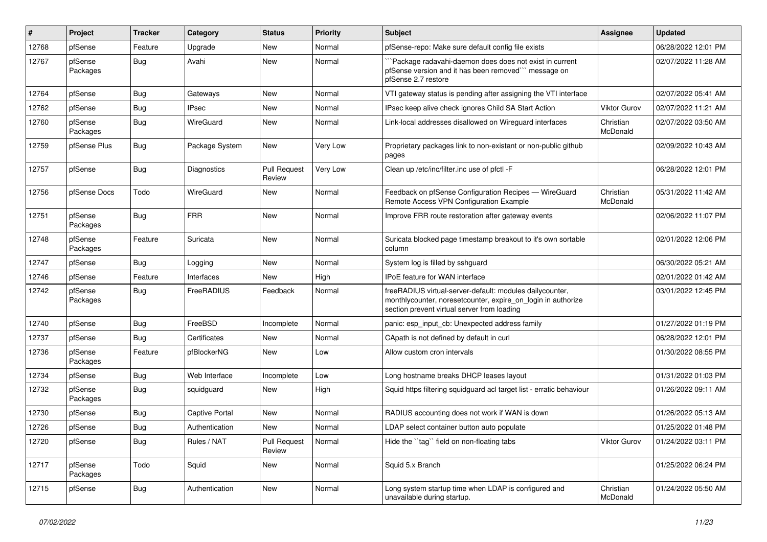| # | Project | Tracker | Category | Status | Priority | Subject | Assignee | Updated |
|---|---|---|---|---|---|---|---|---|
| 12768 | pfSense | Feature | Upgrade | New | Normal | pfSense-repo: Make sure default config file exists | | 06/28/2022 12:01 PM |
| 12767 | pfSense Packages | Bug | Avahi | New | Normal | ```Package radavahi-daemon does does not exist in current pfSense version and it has been removed``` message on pfSense 2.7 restore | | 02/07/2022 11:28 AM |
| 12764 | pfSense | Bug | Gateways | New | Normal | VTI gateway status is pending after assigning the VTI interface | | 02/07/2022 05:41 AM |
| 12762 | pfSense | Bug | IPsec | New | Normal | IPsec keep alive check ignores Child SA Start Action | Viktor Gurov | 02/07/2022 11:21 AM |
| 12760 | pfSense Packages | Bug | WireGuard | New | Normal | Link-local addresses disallowed on Wireguard interfaces | Christian McDonald | 02/07/2022 03:50 AM |
| 12759 | pfSense Plus | Bug | Package System | New | Very Low | Proprietary packages link to non-existant or non-public github pages | | 02/09/2022 10:43 AM |
| 12757 | pfSense | Bug | Diagnostics | Pull Request Review | Very Low | Clean up /etc/inc/filter.inc use of pfctl -F | | 06/28/2022 12:01 PM |
| 12756 | pfSense Docs | Todo | WireGuard | New | Normal | Feedback on pfSense Configuration Recipes — WireGuard Remote Access VPN Configuration Example | Christian McDonald | 05/31/2022 11:42 AM |
| 12751 | pfSense Packages | Bug | FRR | New | Normal | Improve FRR route restoration after gateway events | | 02/06/2022 11:07 PM |
| 12748 | pfSense Packages | Feature | Suricata | New | Normal | Suricata blocked page timestamp breakout to it's own sortable column | | 02/01/2022 12:06 PM |
| 12747 | pfSense | Bug | Logging | New | Normal | System log is filled by sshguard | | 06/30/2022 05:21 AM |
| 12746 | pfSense | Feature | Interfaces | New | High | IPoE feature for WAN interface | | 02/01/2022 01:42 AM |
| 12742 | pfSense Packages | Bug | FreeRADIUS | Feedback | Normal | freeRADIUS virtual-server-default: modules dailycounter, monthlycounter, noresetcounter, expire_on_login in authorize section prevent virtual server from loading | | 03/01/2022 12:45 PM |
| 12740 | pfSense | Bug | FreeBSD | Incomplete | Normal | panic: esp_input_cb: Unexpected address family | | 01/27/2022 01:19 PM |
| 12737 | pfSense | Bug | Certificates | New | Normal | CApath is not defined by default in curl | | 06/28/2022 12:01 PM |
| 12736 | pfSense Packages | Feature | pfBlockerNG | New | Low | Allow custom cron intervals | | 01/30/2022 08:55 PM |
| 12734 | pfSense | Bug | Web Interface | Incomplete | Low | Long hostname breaks DHCP leases layout | | 01/31/2022 01:03 PM |
| 12732 | pfSense Packages | Bug | squidguard | New | High | Squid https filtering squidguard acl target list - erratic behaviour | | 01/26/2022 09:11 AM |
| 12730 | pfSense | Bug | Captive Portal | New | Normal | RADIUS accounting does not work if WAN is down | | 01/26/2022 05:13 AM |
| 12726 | pfSense | Bug | Authentication | New | Normal | LDAP select container button auto populate | | 01/25/2022 01:48 PM |
| 12720 | pfSense | Bug | Rules / NAT | Pull Request Review | Normal | Hide the ``tag`` field on non-floating tabs | Viktor Gurov | 01/24/2022 03:11 PM |
| 12717 | pfSense Packages | Todo | Squid | New | Normal | Squid 5.x Branch | | 01/25/2022 06:24 PM |
| 12715 | pfSense | Bug | Authentication | New | Normal | Long system startup time when LDAP is configured and unavailable during startup. | Christian McDonald | 01/24/2022 05:50 AM |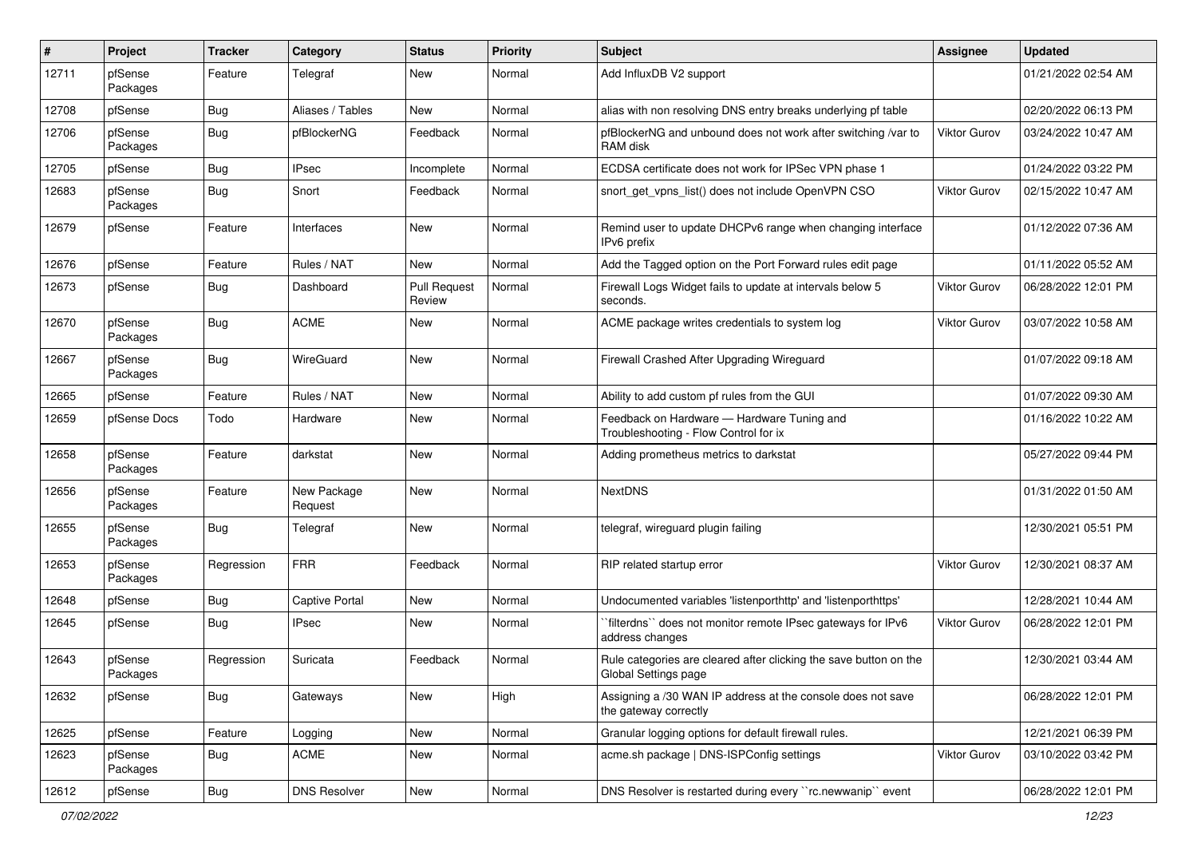| # | Project | Tracker | Category | Status | Priority | Subject | Assignee | Updated |
| --- | --- | --- | --- | --- | --- | --- | --- | --- |
| 12711 | pfSense Packages | Feature | Telegraf | New | Normal | Add InfluxDB V2 support | | 01/21/2022 02:54 AM |
| 12708 | pfSense | Bug | Aliases / Tables | New | Normal | alias with non resolving DNS entry breaks underlying pf table | | 02/20/2022 06:13 PM |
| 12706 | pfSense Packages | Bug | pfBlockerNG | Feedback | Normal | pfBlockerNG and unbound does not work after switching /var to RAM disk | Viktor Gurov | 03/24/2022 10:47 AM |
| 12705 | pfSense | Bug | IPsec | Incomplete | Normal | ECDSA certificate does not work for IPSec VPN phase 1 | | 01/24/2022 03:22 PM |
| 12683 | pfSense Packages | Bug | Snort | Feedback | Normal | snort_get_vpns_list() does not include OpenVPN CSO | Viktor Gurov | 02/15/2022 10:47 AM |
| 12679 | pfSense | Feature | Interfaces | New | Normal | Remind user to update DHCPv6 range when changing interface IPv6 prefix | | 01/12/2022 07:36 AM |
| 12676 | pfSense | Feature | Rules / NAT | New | Normal | Add the Tagged option on the Port Forward rules edit page | | 01/11/2022 05:52 AM |
| 12673 | pfSense | Bug | Dashboard | Pull Request Review | Normal | Firewall Logs Widget fails to update at intervals below 5 seconds. | Viktor Gurov | 06/28/2022 12:01 PM |
| 12670 | pfSense Packages | Bug | ACME | New | Normal | ACME package writes credentials to system log | Viktor Gurov | 03/07/2022 10:58 AM |
| 12667 | pfSense Packages | Bug | WireGuard | New | Normal | Firewall Crashed After Upgrading Wireguard | | 01/07/2022 09:18 AM |
| 12665 | pfSense | Feature | Rules / NAT | New | Normal | Ability to add custom pf rules from the GUI | | 01/07/2022 09:30 AM |
| 12659 | pfSense Docs | Todo | Hardware | New | Normal | Feedback on Hardware — Hardware Tuning and Troubleshooting - Flow Control for ix | | 01/16/2022 10:22 AM |
| 12658 | pfSense Packages | Feature | darkstat | New | Normal | Adding prometheus metrics to darkstat | | 05/27/2022 09:44 PM |
| 12656 | pfSense Packages | Feature | New Package Request | New | Normal | NextDNS | | 01/31/2022 01:50 AM |
| 12655 | pfSense Packages | Bug | Telegraf | New | Normal | telegraf, wireguard plugin failing | | 12/30/2021 05:51 PM |
| 12653 | pfSense Packages | Regression | FRR | Feedback | Normal | RIP related startup error | Viktor Gurov | 12/30/2021 08:37 AM |
| 12648 | pfSense | Bug | Captive Portal | New | Normal | Undocumented variables 'listenporthttp' and 'listenporthttps' | | 12/28/2021 10:44 AM |
| 12645 | pfSense | Bug | IPsec | New | Normal | ``filterdns`` does not monitor remote IPsec gateways for IPv6 address changes | Viktor Gurov | 06/28/2022 12:01 PM |
| 12643 | pfSense Packages | Regression | Suricata | Feedback | Normal | Rule categories are cleared after clicking the save button on the Global Settings page | | 12/30/2021 03:44 AM |
| 12632 | pfSense | Bug | Gateways | New | High | Assigning a /30 WAN IP address at the console does not save the gateway correctly | | 06/28/2022 12:01 PM |
| 12625 | pfSense | Feature | Logging | New | Normal | Granular logging options for default firewall rules. | | 12/21/2021 06:39 PM |
| 12623 | pfSense Packages | Bug | ACME | New | Normal | acme.sh package \| DNS-ISPConfig settings | Viktor Gurov | 03/10/2022 03:42 PM |
| 12612 | pfSense | Bug | DNS Resolver | New | Normal | DNS Resolver is restarted during every ``rc.newwanip`` event | | 06/28/2022 12:01 PM |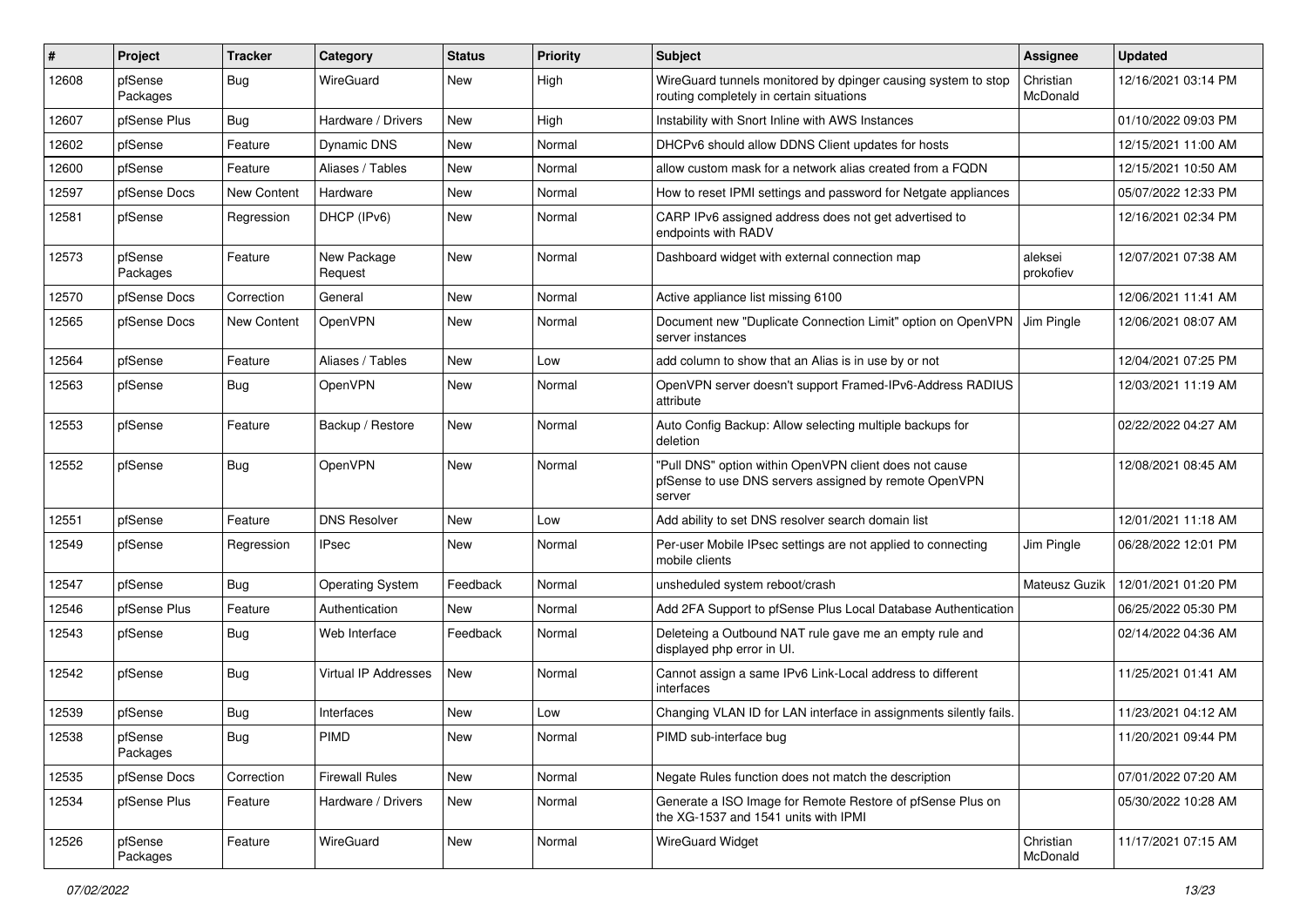| # | Project | Tracker | Category | Status | Priority | Subject | Assignee | Updated |
|---|---|---|---|---|---|---|---|---|
| 12608 | pfSense Packages | Bug | WireGuard | New | High | WireGuard tunnels monitored by dpinger causing system to stop routing completely in certain situations | Christian McDonald | 12/16/2021 03:14 PM |
| 12607 | pfSense Plus | Bug | Hardware / Drivers | New | High | Instability with Snort Inline with AWS Instances | | 01/10/2022 09:03 PM |
| 12602 | pfSense | Feature | Dynamic DNS | New | Normal | DHCPv6 should allow DDNS Client updates for hosts | | 12/15/2021 11:00 AM |
| 12600 | pfSense | Feature | Aliases / Tables | New | Normal | allow custom mask for a network alias created from a FQDN | | 12/15/2021 10:50 AM |
| 12597 | pfSense Docs | New Content | Hardware | New | Normal | How to reset IPMI settings and password for Netgate appliances | | 05/07/2022 12:33 PM |
| 12581 | pfSense | Regression | DHCP (IPv6) | New | Normal | CARP IPv6 assigned address does not get advertised to endpoints with RADV | | 12/16/2021 02:34 PM |
| 12573 | pfSense Packages | Feature | New Package Request | New | Normal | Dashboard widget with external connection map | aleksei prokofiev | 12/07/2021 07:38 AM |
| 12570 | pfSense Docs | Correction | General | New | Normal | Active appliance list missing 6100 | | 12/06/2021 11:41 AM |
| 12565 | pfSense Docs | New Content | OpenVPN | New | Normal | Document new "Duplicate Connection Limit" option on OpenVPN server instances | Jim Pingle | 12/06/2021 08:07 AM |
| 12564 | pfSense | Feature | Aliases / Tables | New | Low | add column to show that an Alias is in use by or not | | 12/04/2021 07:25 PM |
| 12563 | pfSense | Bug | OpenVPN | New | Normal | OpenVPN server doesn't support Framed-IPv6-Address RADIUS attribute | | 12/03/2021 11:19 AM |
| 12553 | pfSense | Feature | Backup / Restore | New | Normal | Auto Config Backup: Allow selecting multiple backups for deletion | | 02/22/2022 04:27 AM |
| 12552 | pfSense | Bug | OpenVPN | New | Normal | "Pull DNS" option within OpenVPN client does not cause pfSense to use DNS servers assigned by remote OpenVPN server | | 12/08/2021 08:45 AM |
| 12551 | pfSense | Feature | DNS Resolver | New | Low | Add ability to set DNS resolver search domain list | | 12/01/2021 11:18 AM |
| 12549 | pfSense | Regression | IPsec | New | Normal | Per-user Mobile IPsec settings are not applied to connecting mobile clients | Jim Pingle | 06/28/2022 12:01 PM |
| 12547 | pfSense | Bug | Operating System | Feedback | Normal | unsheduled system reboot/crash | Mateusz Guzik | 12/01/2021 01:20 PM |
| 12546 | pfSense Plus | Feature | Authentication | New | Normal | Add 2FA Support to pfSense Plus Local Database Authentication | | 06/25/2022 05:30 PM |
| 12543 | pfSense | Bug | Web Interface | Feedback | Normal | Deleteing a Outbound NAT rule gave me an empty rule and displayed php error in UI. | | 02/14/2022 04:36 AM |
| 12542 | pfSense | Bug | Virtual IP Addresses | New | Normal | Cannot assign a same IPv6 Link-Local address to different interfaces | | 11/25/2021 01:41 AM |
| 12539 | pfSense | Bug | Interfaces | New | Low | Changing VLAN ID for LAN interface in assignments silently fails. | | 11/23/2021 04:12 AM |
| 12538 | pfSense Packages | Bug | PIMD | New | Normal | PIMD sub-interface bug | | 11/20/2021 09:44 PM |
| 12535 | pfSense Docs | Correction | Firewall Rules | New | Normal | Negate Rules function does not match the description | | 07/01/2022 07:20 AM |
| 12534 | pfSense Plus | Feature | Hardware / Drivers | New | Normal | Generate a ISO Image for Remote Restore of pfSense Plus on the XG-1537 and 1541 units with IPMI | | 05/30/2022 10:28 AM |
| 12526 | pfSense Packages | Feature | WireGuard | New | Normal | WireGuard Widget | Christian McDonald | 11/17/2021 07:15 AM |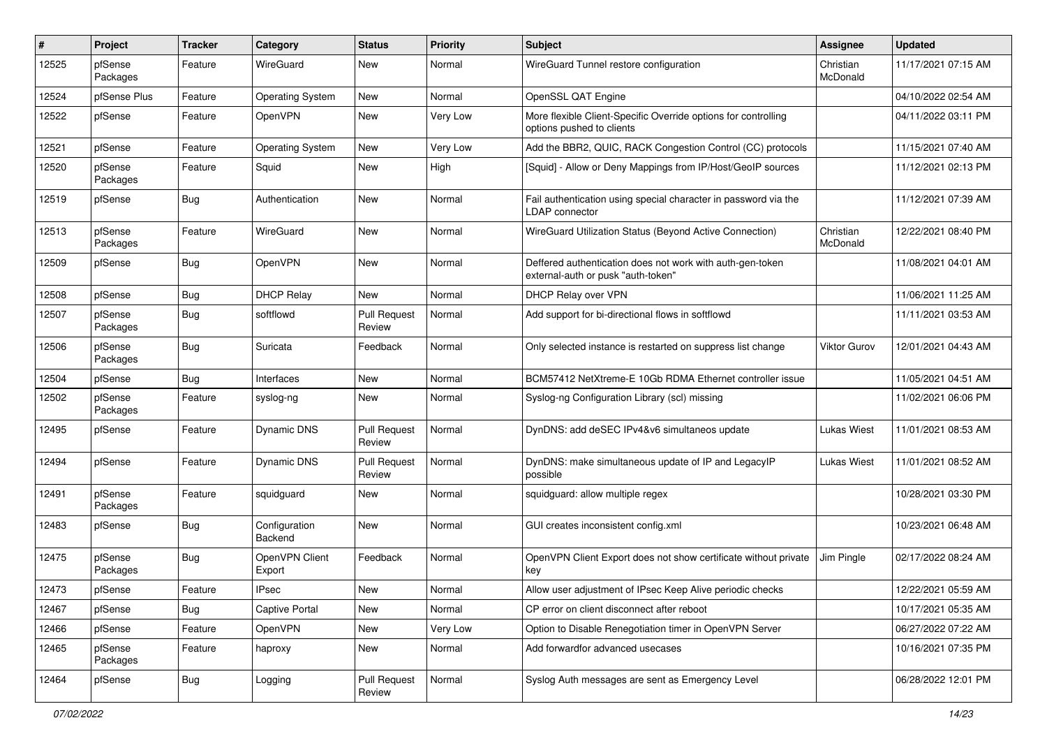| # | Project | Tracker | Category | Status | Priority | Subject | Assignee | Updated |
|---|---|---|---|---|---|---|---|---|
| 12525 | pfSense Packages | Feature | WireGuard | New | Normal | WireGuard Tunnel restore configuration | Christian McDonald | 11/17/2021 07:15 AM |
| 12524 | pfSense Plus | Feature | Operating System | New | Normal | OpenSSL QAT Engine | | 04/10/2022 02:54 AM |
| 12522 | pfSense | Feature | OpenVPN | New | Very Low | More flexible Client-Specific Override options for controlling options pushed to clients | | 04/11/2022 03:11 PM |
| 12521 | pfSense | Feature | Operating System | New | Very Low | Add the BBR2, QUIC, RACK Congestion Control (CC) protocols | | 11/15/2021 07:40 AM |
| 12520 | pfSense Packages | Feature | Squid | New | High | [Squid] - Allow or Deny Mappings from IP/Host/GeoIP sources | | 11/12/2021 02:13 PM |
| 12519 | pfSense | Bug | Authentication | New | Normal | Fail authentication using special character in password via the LDAP connector | | 11/12/2021 07:39 AM |
| 12513 | pfSense Packages | Feature | WireGuard | New | Normal | WireGuard Utilization Status (Beyond Active Connection) | Christian McDonald | 12/22/2021 08:40 PM |
| 12509 | pfSense | Bug | OpenVPN | New | Normal | Deffered authentication does not work with auth-gen-token external-auth or pusk "auth-token" | | 11/08/2021 04:01 AM |
| 12508 | pfSense | Bug | DHCP Relay | New | Normal | DHCP Relay over VPN | | 11/06/2021 11:25 AM |
| 12507 | pfSense Packages | Bug | softflowd | Pull Request Review | Normal | Add support for bi-directional flows in softflowd | | 11/11/2021 03:53 AM |
| 12506 | pfSense Packages | Bug | Suricata | Feedback | Normal | Only selected instance is restarted on suppress list change | Viktor Gurov | 12/01/2021 04:43 AM |
| 12504 | pfSense | Bug | Interfaces | New | Normal | BCM57412 NetXtreme-E 10Gb RDMA Ethernet controller issue | | 11/05/2021 04:51 AM |
| 12502 | pfSense Packages | Feature | syslog-ng | New | Normal | Syslog-ng Configuration Library (scl) missing | | 11/02/2021 06:06 PM |
| 12495 | pfSense | Feature | Dynamic DNS | Pull Request Review | Normal | DynDNS: add deSEC IPv4&v6 simultaneos update | Lukas Wiest | 11/01/2021 08:53 AM |
| 12494 | pfSense | Feature | Dynamic DNS | Pull Request Review | Normal | DynDNS: make simultaneous update of IP and LegacyIP possible | Lukas Wiest | 11/01/2021 08:52 AM |
| 12491 | pfSense Packages | Feature | squidguard | New | Normal | squidguard: allow multiple regex | | 10/28/2021 03:30 PM |
| 12483 | pfSense | Bug | Configuration Backend | New | Normal | GUI creates inconsistent config.xml | | 10/23/2021 06:48 AM |
| 12475 | pfSense Packages | Bug | OpenVPN Client Export | Feedback | Normal | OpenVPN Client Export does not show certificate without private key | Jim Pingle | 02/17/2022 08:24 AM |
| 12473 | pfSense | Feature | IPsec | New | Normal | Allow user adjustment of IPsec Keep Alive periodic checks | | 12/22/2021 05:59 AM |
| 12467 | pfSense | Bug | Captive Portal | New | Normal | CP error on client disconnect after reboot | | 10/17/2021 05:35 AM |
| 12466 | pfSense | Feature | OpenVPN | New | Very Low | Option to Disable Renegotiation timer in OpenVPN Server | | 06/27/2022 07:22 AM |
| 12465 | pfSense Packages | Feature | haproxy | New | Normal | Add forwardfor advanced usecases | | 10/16/2021 07:35 PM |
| 12464 | pfSense | Bug | Logging | Pull Request Review | Normal | Syslog Auth messages are sent as Emergency Level | | 06/28/2022 12:01 PM |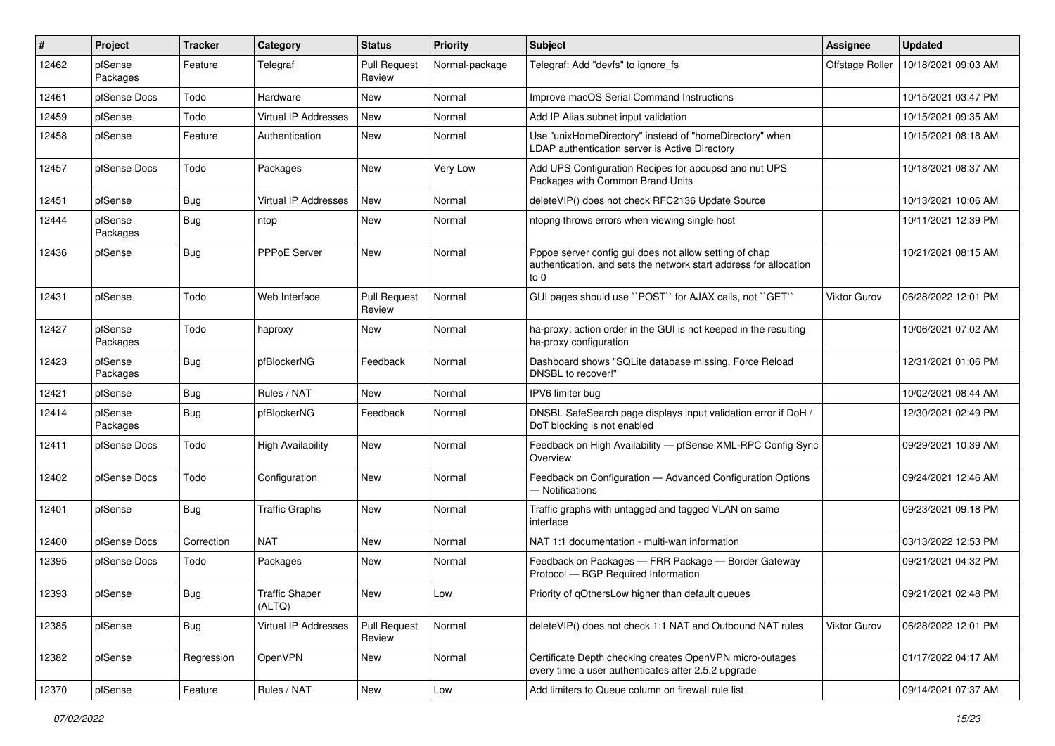| # | Project | Tracker | Category | Status | Priority | Subject | Assignee | Updated |
|---|---|---|---|---|---|---|---|---|
| 12462 | pfSense Packages | Feature | Telegraf | Pull Request Review | Normal-package | Telegraf: Add "devfs" to ignore_fs | Offstage Roller | 10/18/2021 09:03 AM |
| 12461 | pfSense Docs | Todo | Hardware | New | Normal | Improve macOS Serial Command Instructions | | 10/15/2021 03:47 PM |
| 12459 | pfSense | Todo | Virtual IP Addresses | New | Normal | Add IP Alias subnet input validation | | 10/15/2021 09:35 AM |
| 12458 | pfSense | Feature | Authentication | New | Normal | Use "unixHomeDirectory" instead of "homeDirectory" when LDAP authentication server is Active Directory | | 10/15/2021 08:18 AM |
| 12457 | pfSense Docs | Todo | Packages | New | Very Low | Add UPS Configuration Recipes for apcupsd and nut UPS Packages with Common Brand Units | | 10/18/2021 08:37 AM |
| 12451 | pfSense | Bug | Virtual IP Addresses | New | Normal | deleteVIP() does not check RFC2136 Update Source | | 10/13/2021 10:06 AM |
| 12444 | pfSense Packages | Bug | ntop | New | Normal | ntopng throws errors when viewing single host | | 10/11/2021 12:39 PM |
| 12436 | pfSense | Bug | PPPoE Server | New | Normal | Pppoe server config gui does not allow setting of chap authentication, and sets the network start address for allocation to 0 | | 10/21/2021 08:15 AM |
| 12431 | pfSense | Todo | Web Interface | Pull Request Review | Normal | GUI pages should use ``POST`` for AJAX calls, not ``GET`` | Viktor Gurov | 06/28/2022 12:01 PM |
| 12427 | pfSense Packages | Todo | haproxy | New | Normal | ha-proxy: action order in the GUI is not keeped in the resulting ha-proxy configuration | | 10/06/2021 07:02 AM |
| 12423 | pfSense Packages | Bug | pfBlockerNG | Feedback | Normal | Dashboard shows "SQLite database missing, Force Reload DNSBL to recover!" | | 12/31/2021 01:06 PM |
| 12421 | pfSense | Bug | Rules / NAT | New | Normal | IPV6 limiter bug | | 10/02/2021 08:44 AM |
| 12414 | pfSense Packages | Bug | pfBlockerNG | Feedback | Normal | DNSBL SafeSearch page displays input validation error if DoH / DoT blocking is not enabled | | 12/30/2021 02:49 PM |
| 12411 | pfSense Docs | Todo | High Availability | New | Normal | Feedback on High Availability — pfSense XML-RPC Config Sync Overview | | 09/29/2021 10:39 AM |
| 12402 | pfSense Docs | Todo | Configuration | New | Normal | Feedback on Configuration — Advanced Configuration Options — Notifications | | 09/24/2021 12:46 AM |
| 12401 | pfSense | Bug | Traffic Graphs | New | Normal | Traffic graphs with untagged and tagged VLAN on same interface | | 09/23/2021 09:18 PM |
| 12400 | pfSense Docs | Correction | NAT | New | Normal | NAT 1:1 documentation - multi-wan information | | 03/13/2022 12:53 PM |
| 12395 | pfSense Docs | Todo | Packages | New | Normal | Feedback on Packages — FRR Package — Border Gateway Protocol — BGP Required Information | | 09/21/2021 04:32 PM |
| 12393 | pfSense | Bug | Traffic Shaper (ALTQ) | New | Low | Priority of qOthersLow higher than default queues | | 09/21/2021 02:48 PM |
| 12385 | pfSense | Bug | Virtual IP Addresses | Pull Request Review | Normal | deleteVIP() does not check 1:1 NAT and Outbound NAT rules | Viktor Gurov | 06/28/2022 12:01 PM |
| 12382 | pfSense | Regression | OpenVPN | New | Normal | Certificate Depth checking creates OpenVPN micro-outages every time a user authenticates after 2.5.2 upgrade | | 01/17/2022 04:17 AM |
| 12370 | pfSense | Feature | Rules / NAT | New | Low | Add limiters to Queue column on firewall rule list | | 09/14/2021 07:37 AM |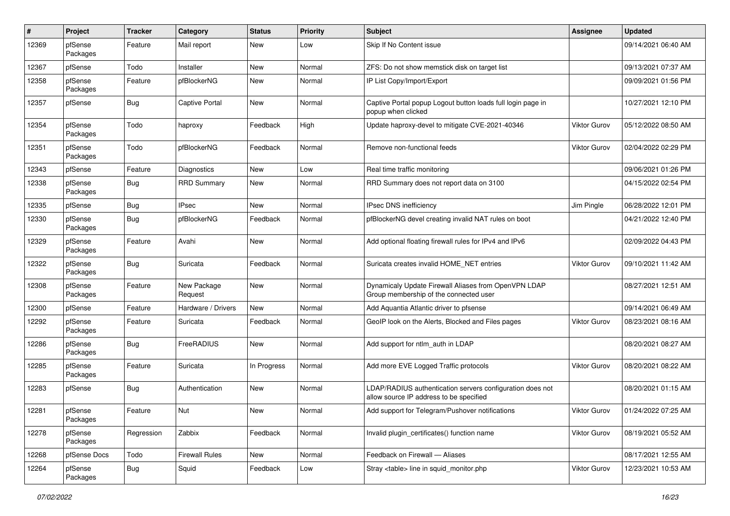| # | Project | Tracker | Category | Status | Priority | Subject | Assignee | Updated |
|---|---|---|---|---|---|---|---|---|
| 12369 | pfSense Packages | Feature | Mail report | New | Low | Skip If No Content issue | | 09/14/2021 06:40 AM |
| 12367 | pfSense | Todo | Installer | New | Normal | ZFS: Do not show memstick disk on target list | | 09/13/2021 07:37 AM |
| 12358 | pfSense Packages | Feature | pfBlockerNG | New | Normal | IP List Copy/Import/Export | | 09/09/2021 01:56 PM |
| 12357 | pfSense | Bug | Captive Portal | New | Normal | Captive Portal popup Logout button loads full login page in popup when clicked | | 10/27/2021 12:10 PM |
| 12354 | pfSense Packages | Todo | haproxy | Feedback | High | Update haproxy-devel to mitigate CVE-2021-40346 | Viktor Gurov | 05/12/2022 08:50 AM |
| 12351 | pfSense Packages | Todo | pfBlockerNG | Feedback | Normal | Remove non-functional feeds | Viktor Gurov | 02/04/2022 02:29 PM |
| 12343 | pfSense | Feature | Diagnostics | New | Low | Real time traffic monitoring | | 09/06/2021 01:26 PM |
| 12338 | pfSense Packages | Bug | RRD Summary | New | Normal | RRD Summary does not report data on 3100 | | 04/15/2022 02:54 PM |
| 12335 | pfSense | Bug | IPsec | New | Normal | IPsec DNS inefficiency | Jim Pingle | 06/28/2022 12:01 PM |
| 12330 | pfSense Packages | Bug | pfBlockerNG | Feedback | Normal | pfBlockerNG devel creating invalid NAT rules on boot | | 04/21/2022 12:40 PM |
| 12329 | pfSense Packages | Feature | Avahi | New | Normal | Add optional floating firewall rules for IPv4 and IPv6 | | 02/09/2022 04:43 PM |
| 12322 | pfSense Packages | Bug | Suricata | Feedback | Normal | Suricata creates invalid HOME_NET entries | Viktor Gurov | 09/10/2021 11:42 AM |
| 12308 | pfSense Packages | Feature | New Package Request | New | Normal | Dynamicaly Update Firewall Aliases from OpenVPN LDAP Group membership of the connected user | | 08/27/2021 12:51 AM |
| 12300 | pfSense | Feature | Hardware / Drivers | New | Normal | Add Aquantia Atlantic driver to pfsense | | 09/14/2021 06:49 AM |
| 12292 | pfSense Packages | Feature | Suricata | Feedback | Normal | GeoIP look on the Alerts, Blocked and Files pages | Viktor Gurov | 08/23/2021 08:16 AM |
| 12286 | pfSense Packages | Bug | FreeRADIUS | New | Normal | Add support for ntlm_auth in LDAP | | 08/20/2021 08:27 AM |
| 12285 | pfSense Packages | Feature | Suricata | In Progress | Normal | Add more EVE Logged Traffic protocols | Viktor Gurov | 08/20/2021 08:22 AM |
| 12283 | pfSense | Bug | Authentication | New | Normal | LDAP/RADIUS authentication servers configuration does not allow source IP address to be specified | | 08/20/2021 01:15 AM |
| 12281 | pfSense Packages | Feature | Nut | New | Normal | Add support for Telegram/Pushover notifications | Viktor Gurov | 01/24/2022 07:25 AM |
| 12278 | pfSense Packages | Regression | Zabbix | Feedback | Normal | Invalid plugin_certificates() function name | Viktor Gurov | 08/19/2021 05:52 AM |
| 12268 | pfSense Docs | Todo | Firewall Rules | New | Normal | Feedback on Firewall — Aliases | | 08/17/2021 12:55 AM |
| 12264 | pfSense Packages | Bug | Squid | Feedback | Low | Stray <table> line in squid_monitor.php | Viktor Gurov | 12/23/2021 10:53 AM |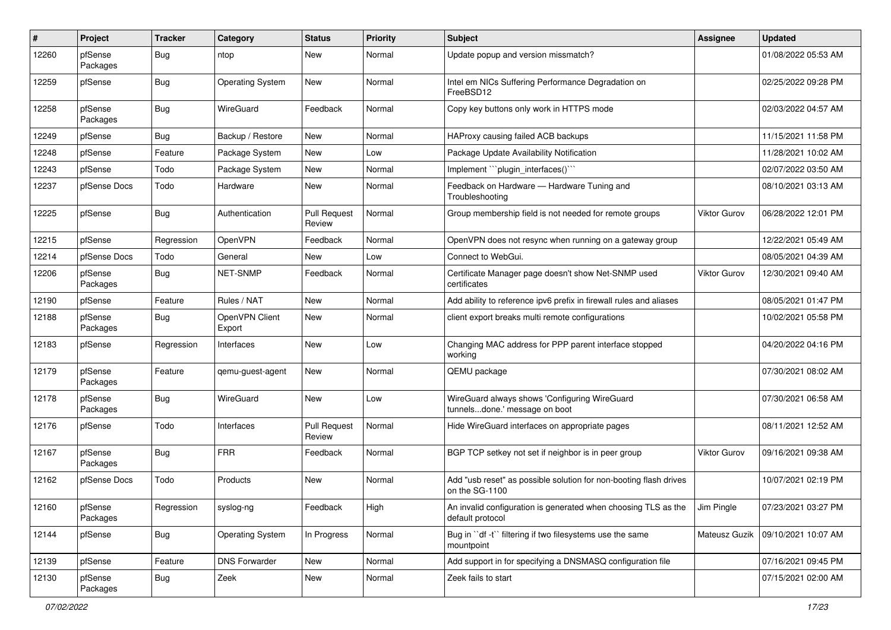| # | Project | Tracker | Category | Status | Priority | Subject | Assignee | Updated |
|---|---|---|---|---|---|---|---|---|
| 12260 | pfSense Packages | Bug | ntop | New | Normal | Update popup and version missmatch? | | 01/08/2022 05:53 AM |
| 12259 | pfSense | Bug | Operating System | New | Normal | Intel em NICs Suffering Performance Degradation on FreeBSD12 | | 02/25/2022 09:28 PM |
| 12258 | pfSense Packages | Bug | WireGuard | Feedback | Normal | Copy key buttons only work in HTTPS mode | | 02/03/2022 04:57 AM |
| 12249 | pfSense | Bug | Backup / Restore | New | Normal | HAProxy causing failed ACB backups | | 11/15/2021 11:58 PM |
| 12248 | pfSense | Feature | Package System | New | Low | Package Update Availability Notification | | 11/28/2021 10:02 AM |
| 12243 | pfSense | Todo | Package System | New | Normal | Implement ```plugin_interfaces()``` | | 02/07/2022 03:50 AM |
| 12237 | pfSense Docs | Todo | Hardware | New | Normal | Feedback on Hardware — Hardware Tuning and Troubleshooting | | 08/10/2021 03:13 AM |
| 12225 | pfSense | Bug | Authentication | Pull Request Review | Normal | Group membership field is not needed for remote groups | Viktor Gurov | 06/28/2022 12:01 PM |
| 12215 | pfSense | Regression | OpenVPN | Feedback | Normal | OpenVPN does not resync when running on a gateway group | | 12/22/2021 05:49 AM |
| 12214 | pfSense Docs | Todo | General | New | Low | Connect to WebGui. | | 08/05/2021 04:39 AM |
| 12206 | pfSense Packages | Bug | NET-SNMP | Feedback | Normal | Certificate Manager page doesn't show Net-SNMP used certificates | Viktor Gurov | 12/30/2021 09:40 AM |
| 12190 | pfSense | Feature | Rules / NAT | New | Normal | Add ability to reference ipv6 prefix in firewall rules and aliases | | 08/05/2021 01:47 PM |
| 12188 | pfSense Packages | Bug | OpenVPN Client Export | New | Normal | client export breaks multi remote configurations | | 10/02/2021 05:58 PM |
| 12183 | pfSense | Regression | Interfaces | New | Low | Changing MAC address for PPP parent interface stopped working | | 04/20/2022 04:16 PM |
| 12179 | pfSense Packages | Feature | qemu-guest-agent | New | Normal | QEMU package | | 07/30/2021 08:02 AM |
| 12178 | pfSense Packages | Bug | WireGuard | New | Low | WireGuard always shows 'Configuring WireGuard tunnels...done.' message on boot | | 07/30/2021 06:58 AM |
| 12176 | pfSense | Todo | Interfaces | Pull Request Review | Normal | Hide WireGuard interfaces on appropriate pages | | 08/11/2021 12:52 AM |
| 12167 | pfSense Packages | Bug | FRR | Feedback | Normal | BGP TCP setkey not set if neighbor is in peer group | Viktor Gurov | 09/16/2021 09:38 AM |
| 12162 | pfSense Docs | Todo | Products | New | Normal | Add "usb reset" as possible solution for non-booting flash drives on the SG-1100 | | 10/07/2021 02:19 PM |
| 12160 | pfSense Packages | Regression | syslog-ng | Feedback | High | An invalid configuration is generated when choosing TLS as the default protocol | Jim Pingle | 07/23/2021 03:27 PM |
| 12144 | pfSense | Bug | Operating System | In Progress | Normal | Bug in ``df -t`` filtering if two filesystems use the same mountpoint | Mateusz Guzik | 09/10/2021 10:07 AM |
| 12139 | pfSense | Feature | DNS Forwarder | New | Normal | Add support in for specifying a DNSMASQ configuration file | | 07/16/2021 09:45 PM |
| 12130 | pfSense Packages | Bug | Zeek | New | Normal | Zeek fails to start | | 07/15/2021 02:00 AM |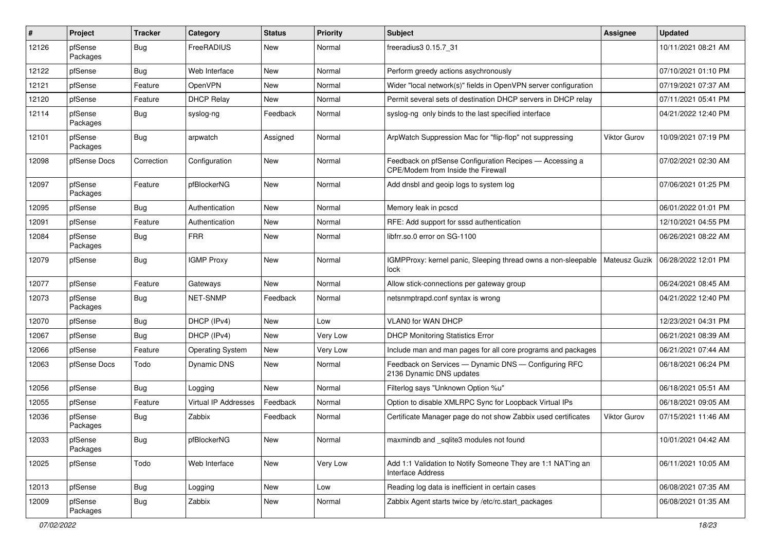| # | Project | Tracker | Category | Status | Priority | Subject | Assignee | Updated |
|---|---|---|---|---|---|---|---|---|
| 12126 | pfSense Packages | Bug | FreeRADIUS | New | Normal | freeradius3 0.15.7_31 | | 10/11/2021 08:21 AM |
| 12122 | pfSense | Bug | Web Interface | New | Normal | Perform greedy actions asychronously | | 07/10/2021 01:10 PM |
| 12121 | pfSense | Feature | OpenVPN | New | Normal | Wider "local network(s)" fields in OpenVPN server configuration | | 07/19/2021 07:37 AM |
| 12120 | pfSense | Feature | DHCP Relay | New | Normal | Permit several sets of destination DHCP servers in DHCP relay | | 07/11/2021 05:41 PM |
| 12114 | pfSense Packages | Bug | syslog-ng | Feedback | Normal | syslog-ng only binds to the last specified interface | | 04/21/2022 12:40 PM |
| 12101 | pfSense Packages | Bug | arpwatch | Assigned | Normal | ArpWatch Suppression Mac for "flip-flop" not suppressing | Viktor Gurov | 10/09/2021 07:19 PM |
| 12098 | pfSense Docs | Correction | Configuration | New | Normal | Feedback on pfSense Configuration Recipes — Accessing a CPE/Modem from Inside the Firewall | | 07/02/2021 02:30 AM |
| 12097 | pfSense Packages | Feature | pfBlockerNG | New | Normal | Add dnsbl and geoip logs to system log | | 07/06/2021 01:25 PM |
| 12095 | pfSense | Bug | Authentication | New | Normal | Memory leak in pcscd | | 06/01/2022 01:01 PM |
| 12091 | pfSense | Feature | Authentication | New | Normal | RFE: Add support for sssd authentication | | 12/10/2021 04:55 PM |
| 12084 | pfSense Packages | Bug | FRR | New | Normal | libfrr.so.0 error on SG-1100 | | 06/26/2021 08:22 AM |
| 12079 | pfSense | Bug | IGMP Proxy | New | Normal | IGMPProxy: kernel panic, Sleeping thread owns a non-sleepable lock | Mateusz Guzik | 06/28/2022 12:01 PM |
| 12077 | pfSense | Feature | Gateways | New | Normal | Allow stick-connections per gateway group | | 06/24/2021 08:45 AM |
| 12073 | pfSense Packages | Bug | NET-SNMP | Feedback | Normal | netsnmptrapd.conf syntax is wrong | | 04/21/2022 12:40 PM |
| 12070 | pfSense | Bug | DHCP (IPv4) | New | Low | VLAN0 for WAN DHCP | | 12/23/2021 04:31 PM |
| 12067 | pfSense | Bug | DHCP (IPv4) | New | Very Low | DHCP Monitoring Statistics Error | | 06/21/2021 08:39 AM |
| 12066 | pfSense | Feature | Operating System | New | Very Low | Include man and man pages for all core programs and packages | | 06/21/2021 07:44 AM |
| 12063 | pfSense Docs | Todo | Dynamic DNS | New | Normal | Feedback on Services — Dynamic DNS — Configuring RFC 2136 Dynamic DNS updates | | 06/18/2021 06:24 PM |
| 12056 | pfSense | Bug | Logging | New | Normal | Filterlog says "Unknown Option %u" | | 06/18/2021 05:51 AM |
| 12055 | pfSense | Feature | Virtual IP Addresses | Feedback | Normal | Option to disable XMLRPC Sync for Loopback Virtual IPs | | 06/18/2021 09:05 AM |
| 12036 | pfSense Packages | Bug | Zabbix | Feedback | Normal | Certificate Manager page do not show Zabbix used certificates | Viktor Gurov | 07/15/2021 11:46 AM |
| 12033 | pfSense Packages | Bug | pfBlockerNG | New | Normal | maxmindb and _sqlite3 modules not found | | 10/01/2021 04:42 AM |
| 12025 | pfSense | Todo | Web Interface | New | Very Low | Add 1:1 Validation to Notify Someone They are 1:1 NAT'ing an Interface Address | | 06/11/2021 10:05 AM |
| 12013 | pfSense | Bug | Logging | New | Low | Reading log data is inefficient in certain cases | | 06/08/2021 07:35 AM |
| 12009 | pfSense Packages | Bug | Zabbix | New | Normal | Zabbix Agent starts twice by /etc/rc.start_packages | | 06/08/2021 01:35 AM |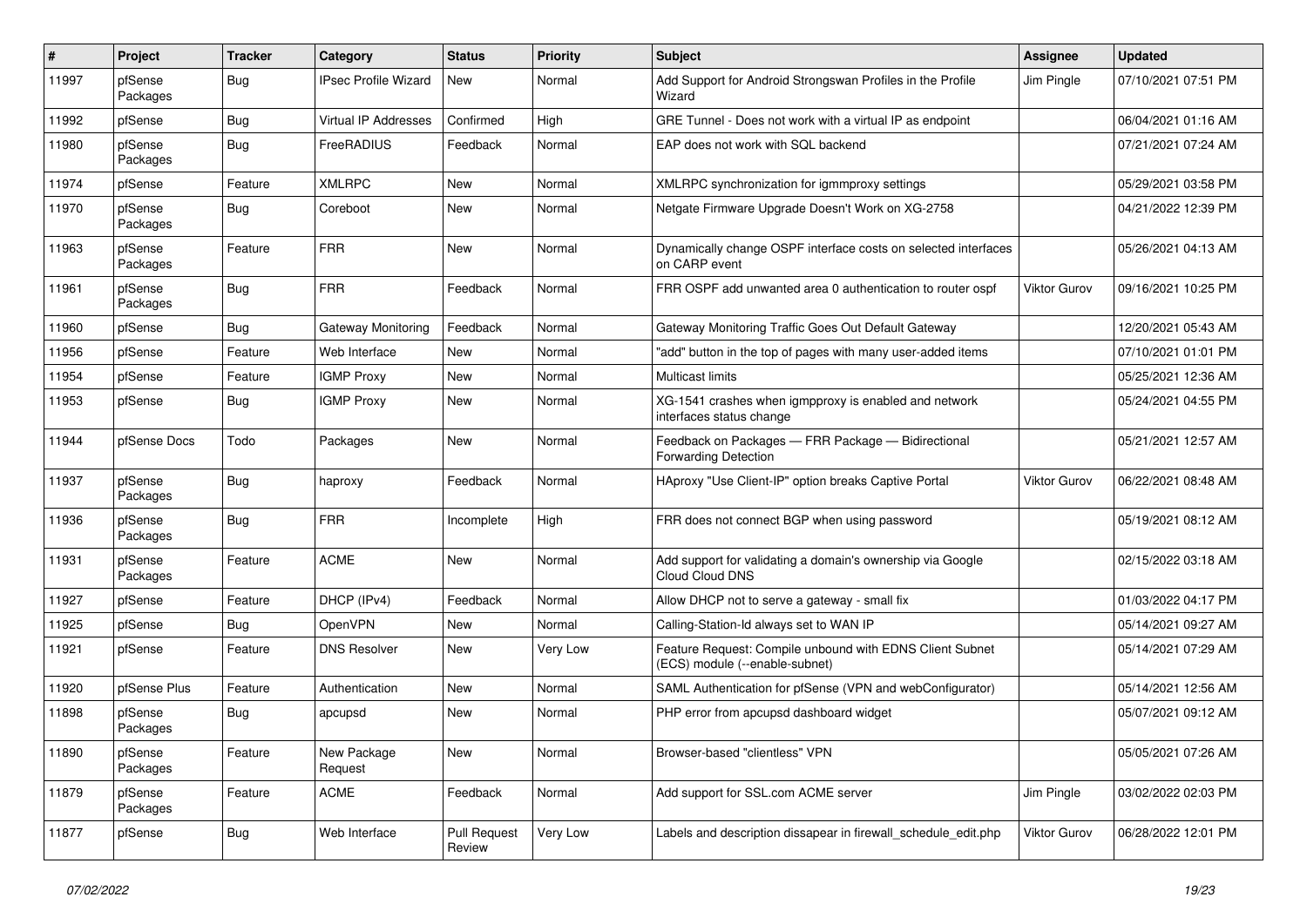| # | Project | Tracker | Category | Status | Priority | Subject | Assignee | Updated |
|---|---|---|---|---|---|---|---|---|
| 11997 | pfSense Packages | Bug | IPsec Profile Wizard | New | Normal | Add Support for Android Strongswan Profiles in the Profile Wizard | Jim Pingle | 07/10/2021 07:51 PM |
| 11992 | pfSense | Bug | Virtual IP Addresses | Confirmed | High | GRE Tunnel - Does not work with a virtual IP as endpoint | | 06/04/2021 01:16 AM |
| 11980 | pfSense Packages | Bug | FreeRADIUS | Feedback | Normal | EAP does not work with SQL backend | | 07/21/2021 07:24 AM |
| 11974 | pfSense | Feature | XMLRPC | New | Normal | XMLRPC synchronization for igmmproxy settings | | 05/29/2021 03:58 PM |
| 11970 | pfSense Packages | Bug | Coreboot | New | Normal | Netgate Firmware Upgrade Doesn't Work on XG-2758 | | 04/21/2022 12:39 PM |
| 11963 | pfSense Packages | Feature | FRR | New | Normal | Dynamically change OSPF interface costs on selected interfaces on CARP event | | 05/26/2021 04:13 AM |
| 11961 | pfSense Packages | Bug | FRR | Feedback | Normal | FRR OSPF add unwanted area 0 authentication to router ospf | Viktor Gurov | 09/16/2021 10:25 PM |
| 11960 | pfSense | Bug | Gateway Monitoring | Feedback | Normal | Gateway Monitoring Traffic Goes Out Default Gateway | | 12/20/2021 05:43 AM |
| 11956 | pfSense | Feature | Web Interface | New | Normal | "add" button in the top of pages with many user-added items | | 07/10/2021 01:01 PM |
| 11954 | pfSense | Feature | IGMP Proxy | New | Normal | Multicast limits | | 05/25/2021 12:36 AM |
| 11953 | pfSense | Bug | IGMP Proxy | New | Normal | XG-1541 crashes when igmpproxy is enabled and network interfaces status change | | 05/24/2021 04:55 PM |
| 11944 | pfSense Docs | Todo | Packages | New | Normal | Feedback on Packages — FRR Package — Bidirectional Forwarding Detection | | 05/21/2021 12:57 AM |
| 11937 | pfSense Packages | Bug | haproxy | Feedback | Normal | HAproxy "Use Client-IP" option breaks Captive Portal | Viktor Gurov | 06/22/2021 08:48 AM |
| 11936 | pfSense Packages | Bug | FRR | Incomplete | High | FRR does not connect BGP when using password | | 05/19/2021 08:12 AM |
| 11931 | pfSense Packages | Feature | ACME | New | Normal | Add support for validating a domain's ownership via Google Cloud Cloud DNS | | 02/15/2022 03:18 AM |
| 11927 | pfSense | Feature | DHCP (IPv4) | Feedback | Normal | Allow DHCP not to serve a gateway - small fix | | 01/03/2022 04:17 PM |
| 11925 | pfSense | Bug | OpenVPN | New | Normal | Calling-Station-Id always set to WAN IP | | 05/14/2021 09:27 AM |
| 11921 | pfSense | Feature | DNS Resolver | New | Very Low | Feature Request: Compile unbound with EDNS Client Subnet (ECS) module (--enable-subnet) | | 05/14/2021 07:29 AM |
| 11920 | pfSense Plus | Feature | Authentication | New | Normal | SAML Authentication for pfSense (VPN and webConfigurator) | | 05/14/2021 12:56 AM |
| 11898 | pfSense Packages | Bug | apcupsd | New | Normal | PHP error from apcupsd dashboard widget | | 05/07/2021 09:12 AM |
| 11890 | pfSense Packages | Feature | New Package Request | New | Normal | Browser-based "clientless" VPN | | 05/05/2021 07:26 AM |
| 11879 | pfSense Packages | Feature | ACME | Feedback | Normal | Add support for SSL.com ACME server | Jim Pingle | 03/02/2022 02:03 PM |
| 11877 | pfSense | Bug | Web Interface | Pull Request Review | Very Low | Labels and description dissapear in firewall_schedule_edit.php | Viktor Gurov | 06/28/2022 12:01 PM |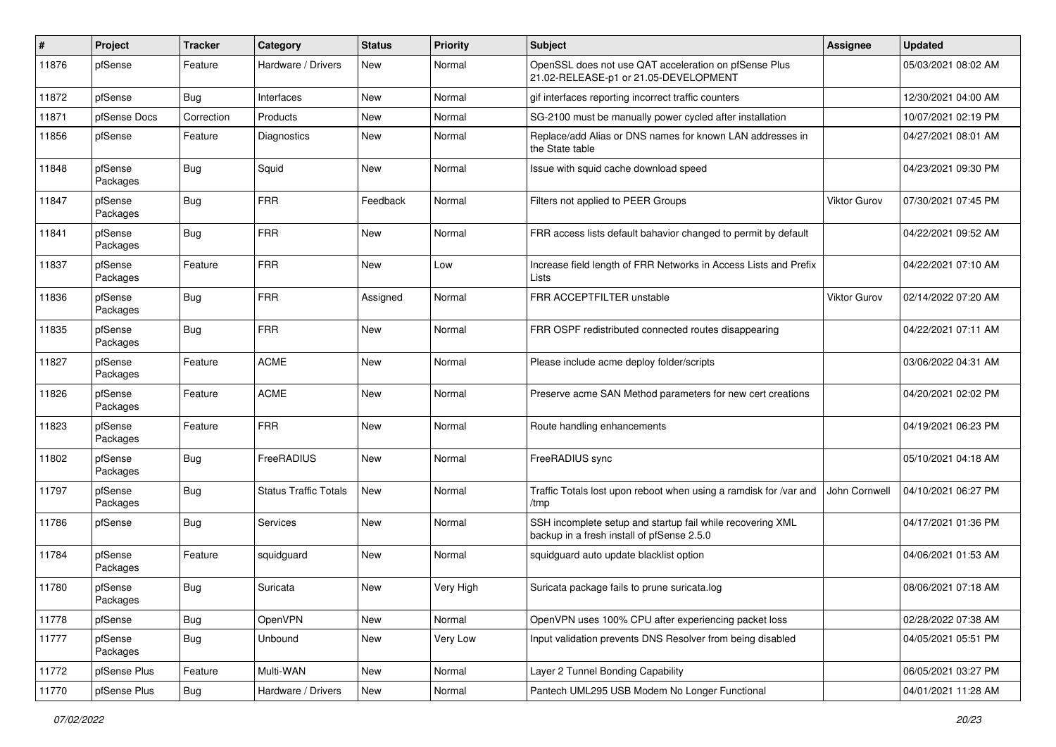| # | Project | Tracker | Category | Status | Priority | Subject | Assignee | Updated |
|---|---|---|---|---|---|---|---|---|
| 11876 | pfSense | Feature | Hardware / Drivers | New | Normal | OpenSSL does not use QAT acceleration on pfSense Plus 21.02-RELEASE-p1 or 21.05-DEVELOPMENT | | 05/03/2021 08:02 AM |
| 11872 | pfSense | Bug | Interfaces | New | Normal | gif interfaces reporting incorrect traffic counters | | 12/30/2021 04:00 AM |
| 11871 | pfSense Docs | Correction | Products | New | Normal | SG-2100 must be manually power cycled after installation | | 10/07/2021 02:19 PM |
| 11856 | pfSense | Feature | Diagnostics | New | Normal | Replace/add Alias or DNS names for known LAN addresses in the State table | | 04/27/2021 08:01 AM |
| 11848 | pfSense Packages | Bug | Squid | New | Normal | Issue with squid cache download speed | | 04/23/2021 09:30 PM |
| 11847 | pfSense Packages | Bug | FRR | Feedback | Normal | Filters not applied to PEER Groups | Viktor Gurov | 07/30/2021 07:45 PM |
| 11841 | pfSense Packages | Bug | FRR | New | Normal | FRR access lists default bahavior changed to permit by default | | 04/22/2021 09:52 AM |
| 11837 | pfSense Packages | Feature | FRR | New | Low | Increase field length of FRR Networks in Access Lists and Prefix Lists | | 04/22/2021 07:10 AM |
| 11836 | pfSense Packages | Bug | FRR | Assigned | Normal | FRR ACCEPTFILTER unstable | Viktor Gurov | 02/14/2022 07:20 AM |
| 11835 | pfSense Packages | Bug | FRR | New | Normal | FRR OSPF redistributed connected routes disappearing | | 04/22/2021 07:11 AM |
| 11827 | pfSense Packages | Feature | ACME | New | Normal | Please include acme deploy folder/scripts | | 03/06/2022 04:31 AM |
| 11826 | pfSense Packages | Feature | ACME | New | Normal | Preserve acme SAN Method parameters for new cert creations | | 04/20/2021 02:02 PM |
| 11823 | pfSense Packages | Feature | FRR | New | Normal | Route handling enhancements | | 04/19/2021 06:23 PM |
| 11802 | pfSense Packages | Bug | FreeRADIUS | New | Normal | FreeRADIUS sync | | 05/10/2021 04:18 AM |
| 11797 | pfSense Packages | Bug | Status Traffic Totals | New | Normal | Traffic Totals lost upon reboot when using a ramdisk for /var and /tmp | John Cornwell | 04/10/2021 06:27 PM |
| 11786 | pfSense | Bug | Services | New | Normal | SSH incomplete setup and startup fail while recovering XML backup in a fresh install of pfSense 2.5.0 | | 04/17/2021 01:36 PM |
| 11784 | pfSense Packages | Feature | squidguard | New | Normal | squidguard auto update blacklist option | | 04/06/2021 01:53 AM |
| 11780 | pfSense Packages | Bug | Suricata | New | Very High | Suricata package fails to prune suricata.log | | 08/06/2021 07:18 AM |
| 11778 | pfSense | Bug | OpenVPN | New | Normal | OpenVPN uses 100% CPU after experiencing packet loss | | 02/28/2022 07:38 AM |
| 11777 | pfSense Packages | Bug | Unbound | New | Very Low | Input validation prevents DNS Resolver from being disabled | | 04/05/2021 05:51 PM |
| 11772 | pfSense Plus | Feature | Multi-WAN | New | Normal | Layer 2 Tunnel Bonding Capability | | 06/05/2021 03:27 PM |
| 11770 | pfSense Plus | Bug | Hardware / Drivers | New | Normal | Pantech UML295 USB Modem No Longer Functional | | 04/01/2021 11:28 AM |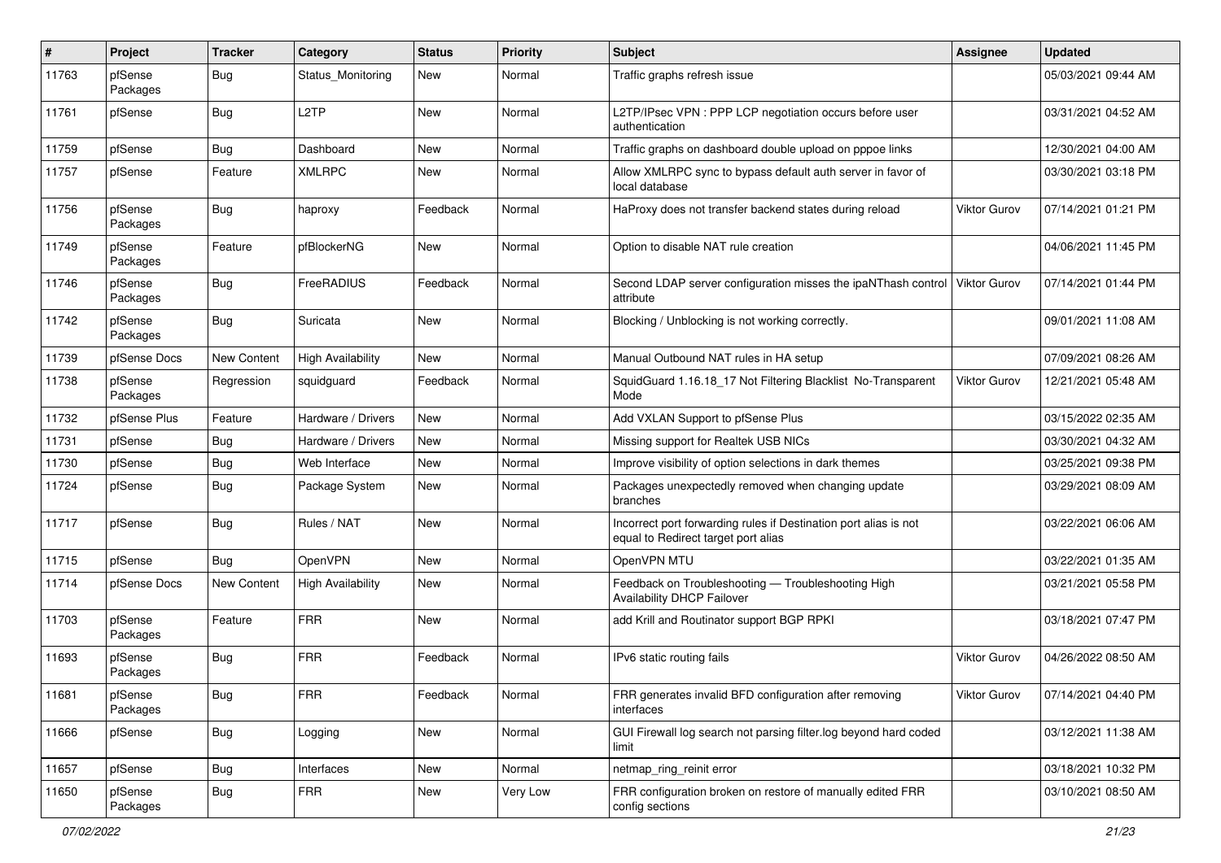| # | Project | Tracker | Category | Status | Priority | Subject | Assignee | Updated |
|---|---|---|---|---|---|---|---|---|
| 11763 | pfSense Packages | Bug | Status_Monitoring | New | Normal | Traffic graphs refresh issue | | 05/03/2021 09:44 AM |
| 11761 | pfSense | Bug | L2TP | New | Normal | L2TP/IPsec VPN : PPP LCP negotiation occurs before user authentication | | 03/31/2021 04:52 AM |
| 11759 | pfSense | Bug | Dashboard | New | Normal | Traffic graphs on dashboard double upload on pppoe links | | 12/30/2021 04:00 AM |
| 11757 | pfSense | Feature | XMLRPC | New | Normal | Allow XMLRPC sync to bypass default auth server in favor of local database | | 03/30/2021 03:18 PM |
| 11756 | pfSense Packages | Bug | haproxy | Feedback | Normal | HaProxy does not transfer backend states during reload | Viktor Gurov | 07/14/2021 01:21 PM |
| 11749 | pfSense Packages | Feature | pfBlockerNG | New | Normal | Option to disable NAT rule creation | | 04/06/2021 11:45 PM |
| 11746 | pfSense Packages | Bug | FreeRADIUS | Feedback | Normal | Second LDAP server configuration misses the ipaNThash control attribute | Viktor Gurov | 07/14/2021 01:44 PM |
| 11742 | pfSense Packages | Bug | Suricata | New | Normal | Blocking / Unblocking is not working correctly. | | 09/01/2021 11:08 AM |
| 11739 | pfSense Docs | New Content | High Availability | New | Normal | Manual Outbound NAT rules in HA setup | | 07/09/2021 08:26 AM |
| 11738 | pfSense Packages | Regression | squidguard | Feedback | Normal | SquidGuard 1.16.18_17 Not Filtering Blacklist No-Transparent Mode | Viktor Gurov | 12/21/2021 05:48 AM |
| 11732 | pfSense Plus | Feature | Hardware / Drivers | New | Normal | Add VXLAN Support to pfSense Plus | | 03/15/2022 02:35 AM |
| 11731 | pfSense | Bug | Hardware / Drivers | New | Normal | Missing support for Realtek USB NICs | | 03/30/2021 04:32 AM |
| 11730 | pfSense | Bug | Web Interface | New | Normal | Improve visibility of option selections in dark themes | | 03/25/2021 09:38 PM |
| 11724 | pfSense | Bug | Package System | New | Normal | Packages unexpectedly removed when changing update branches | | 03/29/2021 08:09 AM |
| 11717 | pfSense | Bug | Rules / NAT | New | Normal | Incorrect port forwarding rules if Destination port alias is not equal to Redirect target port alias | | 03/22/2021 06:06 AM |
| 11715 | pfSense | Bug | OpenVPN | New | Normal | OpenVPN MTU | | 03/22/2021 01:35 AM |
| 11714 | pfSense Docs | New Content | High Availability | New | Normal | Feedback on Troubleshooting — Troubleshooting High Availability DHCP Failover | | 03/21/2021 05:58 PM |
| 11703 | pfSense Packages | Feature | FRR | New | Normal | add Krill and Routinator support BGP RPKI | | 03/18/2021 07:47 PM |
| 11693 | pfSense Packages | Bug | FRR | Feedback | Normal | IPv6 static routing fails | Viktor Gurov | 04/26/2022 08:50 AM |
| 11681 | pfSense Packages | Bug | FRR | Feedback | Normal | FRR generates invalid BFD configuration after removing interfaces | Viktor Gurov | 07/14/2021 04:40 PM |
| 11666 | pfSense | Bug | Logging | New | Normal | GUI Firewall log search not parsing filter.log beyond hard coded limit | | 03/12/2021 11:38 AM |
| 11657 | pfSense | Bug | Interfaces | New | Normal | netmap_ring_reinit error | | 03/18/2021 10:32 PM |
| 11650 | pfSense Packages | Bug | FRR | New | Very Low | FRR configuration broken on restore of manually edited FRR config sections | | 03/10/2021 08:50 AM |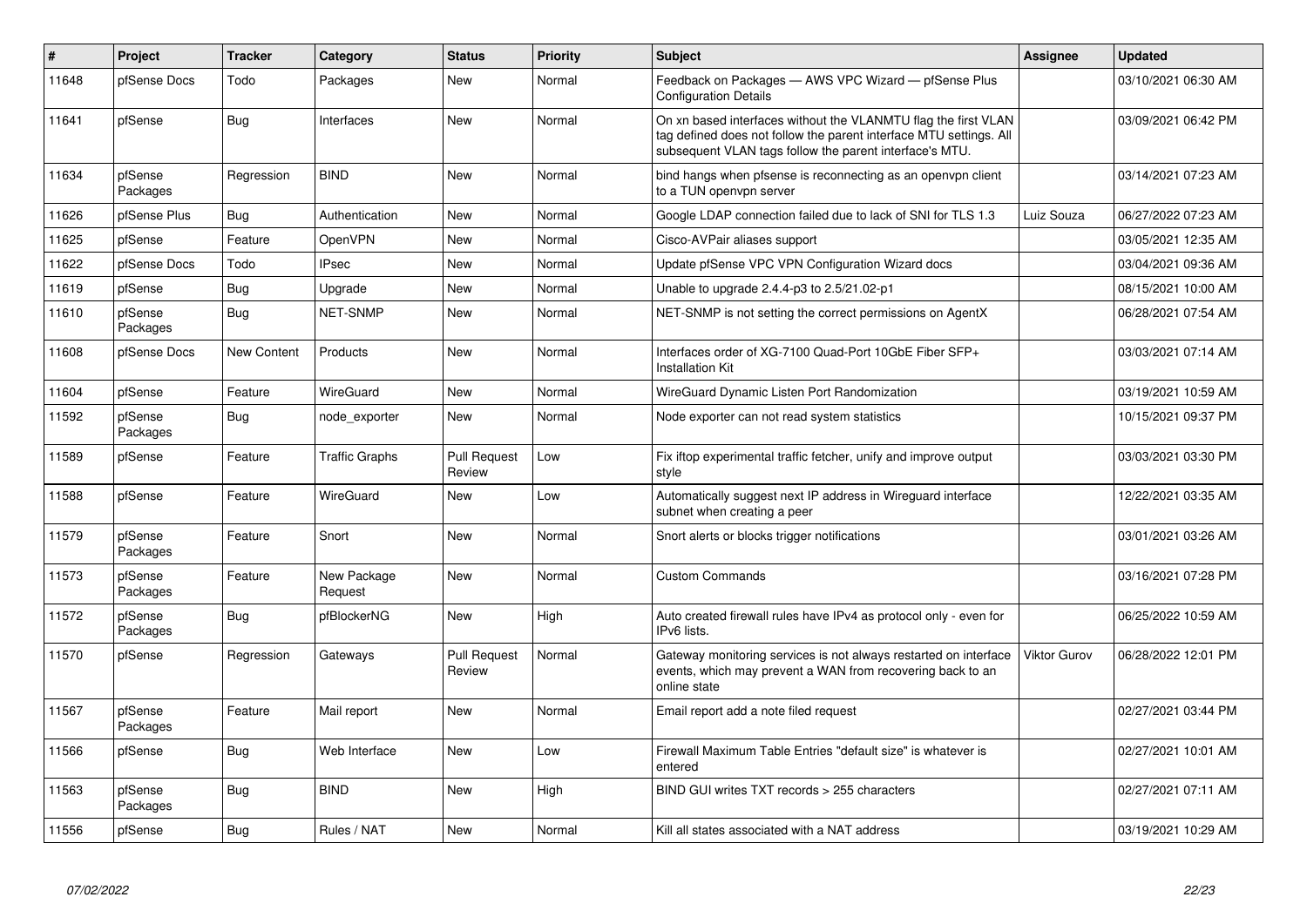| # | Project | Tracker | Category | Status | Priority | Subject | Assignee | Updated |
|---|---|---|---|---|---|---|---|---|
| 11648 | pfSense Docs | Todo | Packages | New | Normal | Feedback on Packages — AWS VPC Wizard — pfSense Plus Configuration Details | | 03/10/2021 06:30 AM |
| 11641 | pfSense | Bug | Interfaces | New | Normal | On xn based interfaces without the VLANMTU flag the first VLAN tag defined does not follow the parent interface MTU settings. All subsequent VLAN tags follow the parent interface's MTU. | | 03/09/2021 06:42 PM |
| 11634 | pfSense Packages | Regression | BIND | New | Normal | bind hangs when pfsense is reconnecting as an openvpn client to a TUN openvpn server | | 03/14/2021 07:23 AM |
| 11626 | pfSense Plus | Bug | Authentication | New | Normal | Google LDAP connection failed due to lack of SNI for TLS 1.3 | Luiz Souza | 06/27/2022 07:23 AM |
| 11625 | pfSense | Feature | OpenVPN | New | Normal | Cisco-AVPair aliases support | | 03/05/2021 12:35 AM |
| 11622 | pfSense Docs | Todo | IPsec | New | Normal | Update pfSense VPC VPN Configuration Wizard docs | | 03/04/2021 09:36 AM |
| 11619 | pfSense | Bug | Upgrade | New | Normal | Unable to upgrade 2.4.4-p3 to 2.5/21.02-p1 | | 08/15/2021 10:00 AM |
| 11610 | pfSense Packages | Bug | NET-SNMP | New | Normal | NET-SNMP is not setting the correct permissions on AgentX | | 06/28/2021 07:54 AM |
| 11608 | pfSense Docs | New Content | Products | New | Normal | Interfaces order of XG-7100 Quad-Port 10GbE Fiber SFP+ Installation Kit | | 03/03/2021 07:14 AM |
| 11604 | pfSense | Feature | WireGuard | New | Normal | WireGuard Dynamic Listen Port Randomization | | 03/19/2021 10:59 AM |
| 11592 | pfSense Packages | Bug | node_exporter | New | Normal | Node exporter can not read system statistics | | 10/15/2021 09:37 PM |
| 11589 | pfSense | Feature | Traffic Graphs | Pull Request Review | Low | Fix iftop experimental traffic fetcher, unify and improve output style | | 03/03/2021 03:30 PM |
| 11588 | pfSense | Feature | WireGuard | New | Low | Automatically suggest next IP address in Wireguard interface subnet when creating a peer | | 12/22/2021 03:35 AM |
| 11579 | pfSense Packages | Feature | Snort | New | Normal | Snort alerts or blocks trigger notifications | | 03/01/2021 03:26 AM |
| 11573 | pfSense Packages | Feature | New Package Request | New | Normal | Custom Commands | | 03/16/2021 07:28 PM |
| 11572 | pfSense Packages | Bug | pfBlockerNG | New | High | Auto created firewall rules have IPv4 as protocol only - even for IPv6 lists. | | 06/25/2022 10:59 AM |
| 11570 | pfSense | Regression | Gateways | Pull Request Review | Normal | Gateway monitoring services is not always restarted on interface events, which may prevent a WAN from recovering back to an online state | Viktor Gurov | 06/28/2022 12:01 PM |
| 11567 | pfSense Packages | Feature | Mail report | New | Normal | Email report add a note filed request | | 02/27/2021 03:44 PM |
| 11566 | pfSense | Bug | Web Interface | New | Low | Firewall Maximum Table Entries "default size" is whatever is entered | | 02/27/2021 10:01 AM |
| 11563 | pfSense Packages | Bug | BIND | New | High | BIND GUI writes TXT records > 255 characters | | 02/27/2021 07:11 AM |
| 11556 | pfSense | Bug | Rules / NAT | New | Normal | Kill all states associated with a NAT address | | 03/19/2021 10:29 AM |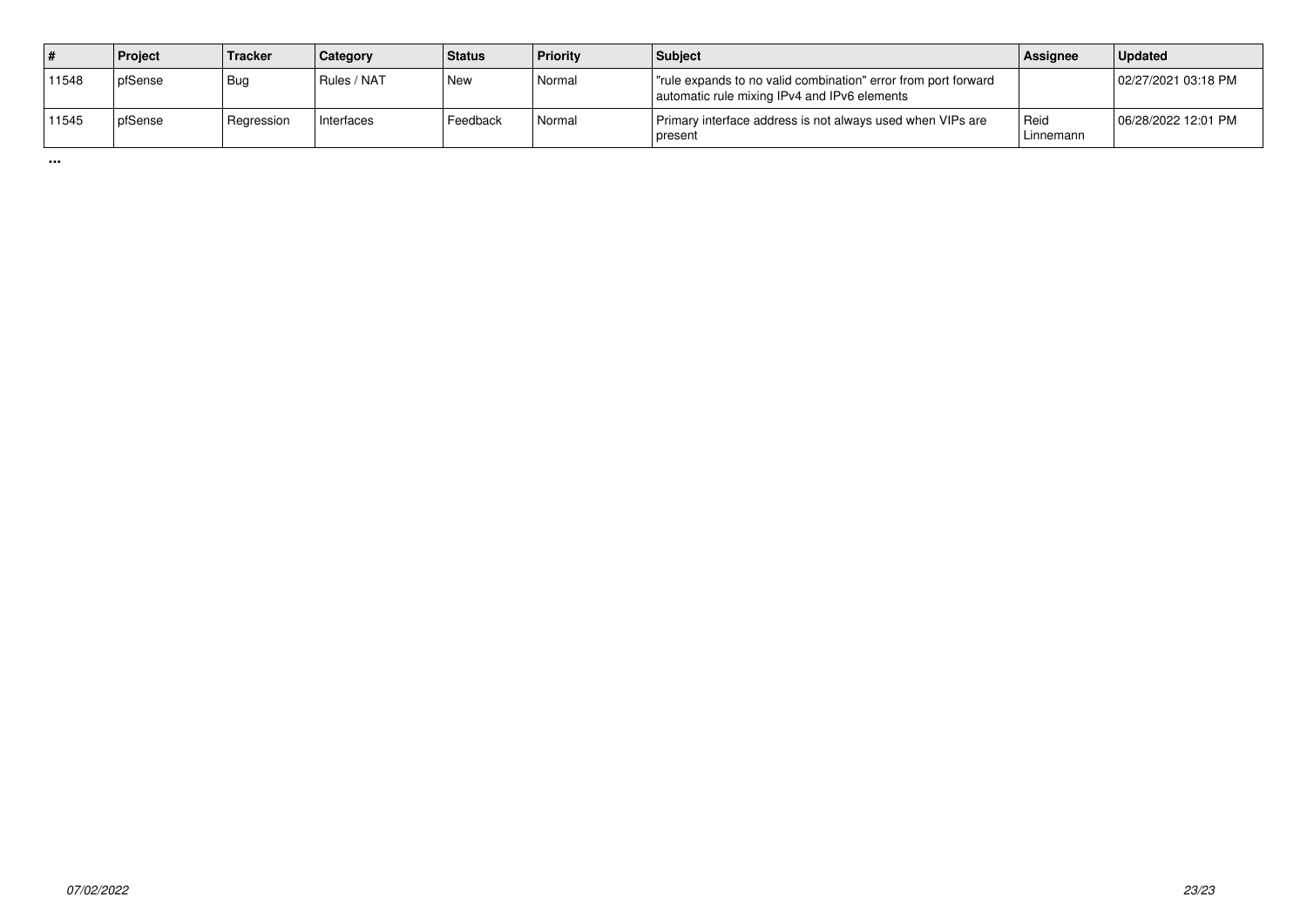| # | Project | Tracker | Category | Status | Priority | Subject | Assignee | Updated |
|---|---|---|---|---|---|---|---|---|
| 11548 | pfSense | Bug | Rules / NAT | New | Normal | "rule expands to no valid combination" error from port forward automatic rule mixing IPv4 and IPv6 elements | | 02/27/2021 03:18 PM |
| 11545 | pfSense | Regression | Interfaces | Feedback | Normal | Primary interface address is not always used when VIPs are present | Reid Linnemann | 06/28/2022 12:01 PM |

**...**